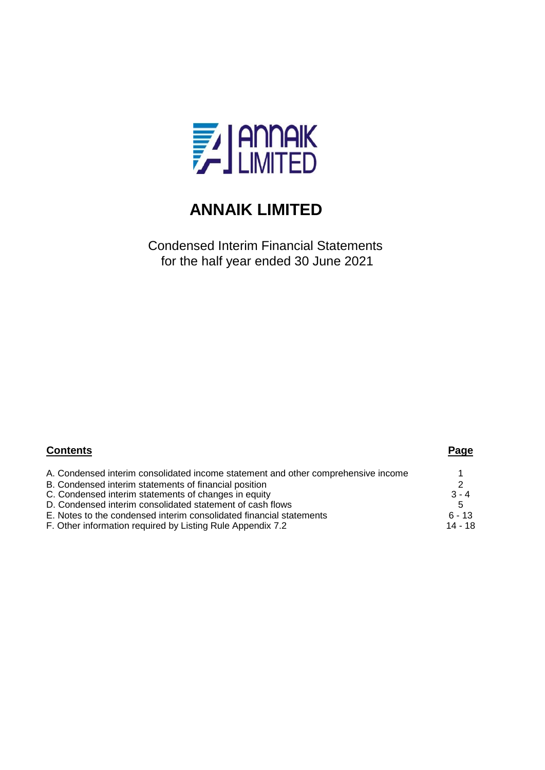# ANNAIK LIMITED

Condensed Interim Financial Statements
for the half year ended 30 June 2021

| **Contents** | **Page** |
|---|---|
| A. Condensed interim consolidated income statement and other comprehensive income | 1 |
| B. Condensed interim statements of financial position | 2 |
| C. Condensed interim statements of changes in equity | 3 - 4 |
| D. Condensed interim consolidated statement of cash flows | 5 |
| E. Notes to the condensed interim consolidated financial statements | 6 - 13 |
| F. Other information required by Listing Rule Appendix 7.2 | 14 - 18 |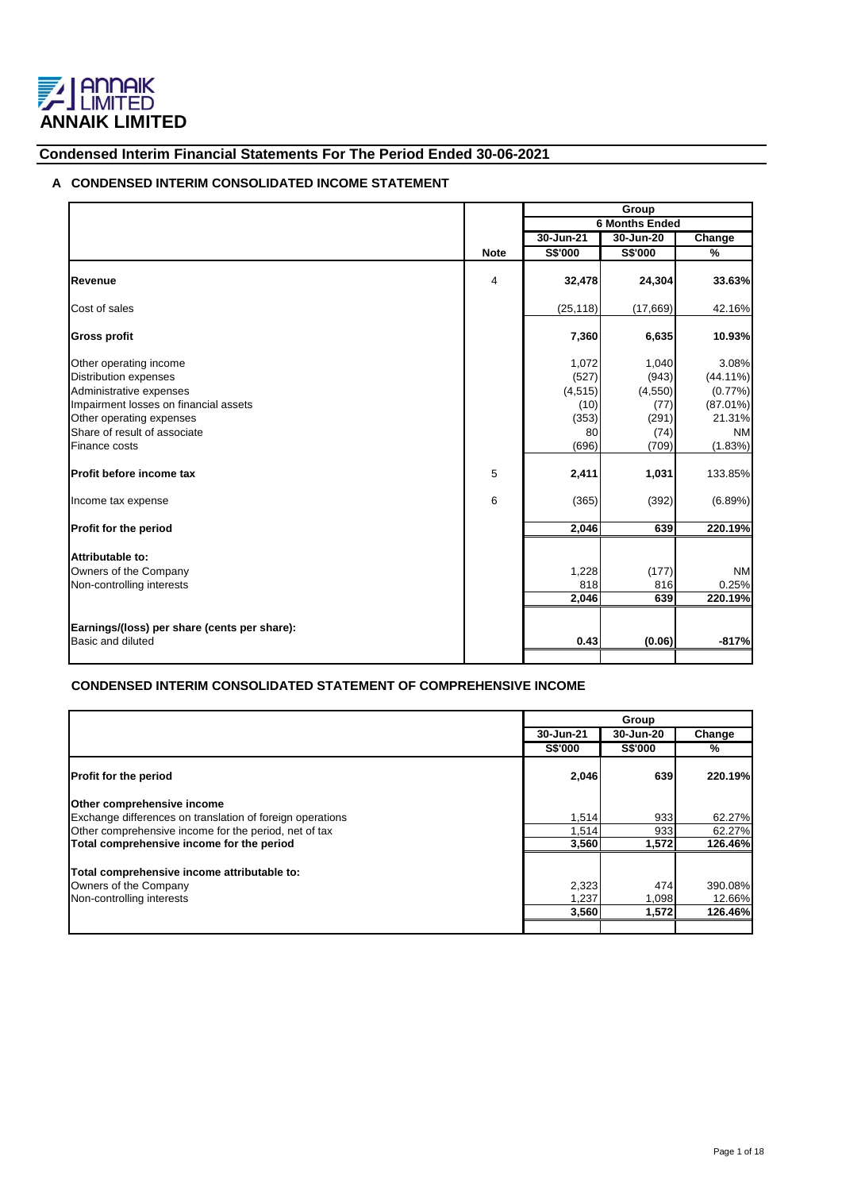# ANNAIK LIMITED

## Condensed Interim Financial Statements For The Period Ended 30-06-2021

### A CONDENSED INTERIM CONSOLIDATED INCOME STATEMENT

| | | Group | | |
|---|---|---|---|---|
| | | 6 Months Ended | | |
| | | 30-Jun-21 | 30-Jun-20 | Change |
| | Note | S$'000 | S$'000 | % |
| **Revenue** | 4 | **32,478** | **24,304** | **33.63%** |
| Cost of sales | | (25,118) | (17,669) | 42.16% |
| **Gross profit** | | **7,360** | **6,635** | **10.93%** |
| Other operating income | | 1,072 | 1,040 | 3.08% |
| Distribution expenses | | (527) | (943) | (44.11%) |
| Administrative expenses | | (4,515) | (4,550) | (0.77%) |
| Impairment losses on financial assets | | (10) | (77) | (87.01%) |
| Other operating expenses | | (353) | (291) | 21.31% |
| Share of result of associate | | 80 | (74) | NM |
| Finance costs | | (696) | (709) | (1.83%) |
| **Profit before income tax** | 5 | **2,411** | **1,031** | 133.85% |
| Income tax expense | 6 | (365) | (392) | (6.89%) |
| **Profit for the period** | | **2,046** | **639** | **220.19%** |
| **Attributable to:** | | | | |
| Owners of the Company | | 1,228 | (177) | NM |
| Non-controlling interests | | 818 | 816 | 0.25% |
| | | **2,046** | **639** | **220.19%** |
| **Earnings/(loss) per share (cents per share):** | | | | |
| Basic and diluted | | **0.43** | **(0.06)** | **-817%** |

### CONDENSED INTERIM CONSOLIDATED STATEMENT OF COMPREHENSIVE INCOME

| | Group | | |
|---|---|---|---|
| | 30-Jun-21 | 30-Jun-20 | Change |
| | S$'000 | S$'000 | % |
| **Profit for the period** | **2,046** | **639** | **220.19%** |
| **Other comprehensive income** | | | |
| Exchange differences on translation of foreign operations | 1,514 | 933 | 62.27% |
| Other comprehensive income for the period, net of tax | 1,514 | 933 | 62.27% |
| **Total comprehensive income for the period** | **3,560** | **1,572** | **126.46%** |
| **Total comprehensive income attributable to:** | | | |
| Owners of the Company | 2,323 | 474 | 390.08% |
| Non-controlling interests | 1,237 | 1,098 | 12.66% |
| | **3,560** | **1,572** | **126.46%** |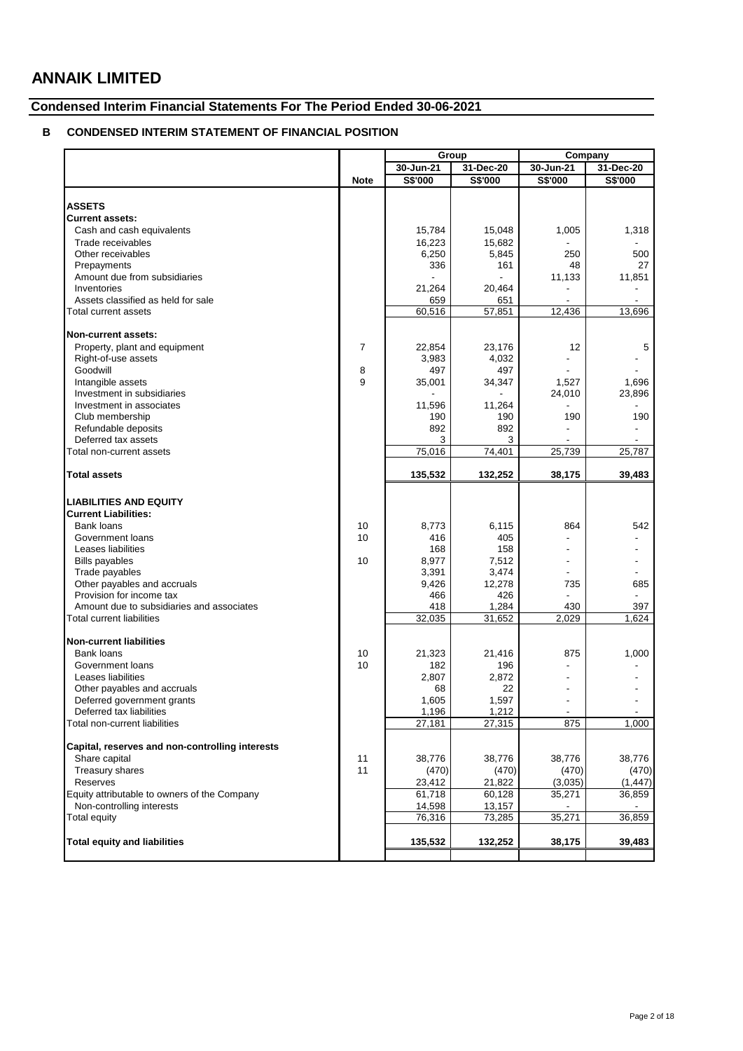# ANNAIK LIMITED

## Condensed Interim Financial Statements For The Period Ended 30-06-2021

### B CONDENSED INTERIM STATEMENT OF FINANCIAL POSITION

| | | Group | | Company | |
|---|---|---|---|---|---|
| | | 30-Jun-21 | 31-Dec-20 | 30-Jun-21 | 31-Dec-20 |
| | Note | S$'000 | S$'000 | S$'000 | S$'000 |
| **ASSETS** | | | | | |
| **Current assets:** | | | | | |
| Cash and cash equivalents | | 15,784 | 15,048 | 1,005 | 1,318 |
| Trade receivables | | 16,223 | 15,682 | - | - |
| Other receivables | | 6,250 | 5,845 | 250 | 500 |
| Prepayments | | 336 | 161 | 48 | 27 |
| Amount due from subsidiaries | | - | - | 11,133 | 11,851 |
| Inventories | | 21,264 | 20,464 | - | - |
| Assets classified as held for sale | | 659 | 651 | - | - |
| Total current assets | | 60,516 | 57,851 | 12,436 | 13,696 |
| **Non-current assets:** | | | | | |
| Property, plant and equipment | 7 | 22,854 | 23,176 | 12 | 5 |
| Right-of-use assets | | 3,983 | 4,032 | - | - |
| Goodwill | 8 | 497 | 497 | - | - |
| Intangible assets | 9 | 35,001 | 34,347 | 1,527 | 1,696 |
| Investment in subsidiaries | | - | - | 24,010 | 23,896 |
| Investment in associates | | 11,596 | 11,264 | - | - |
| Club membership | | 190 | 190 | 190 | 190 |
| Refundable deposits | | 892 | 892 | - | - |
| Deferred tax assets | | 3 | 3 | - | - |
| Total non-current assets | | 75,016 | 74,401 | 25,739 | 25,787 |
| **Total assets** | | **135,532** | **132,252** | **38,175** | **39,483** |
| **LIABILITIES AND EQUITY** | | | | | |
| **Current Liabilities:** | | | | | |
| Bank loans | 10 | 8,773 | 6,115 | 864 | 542 |
| Government loans | 10 | 416 | 405 | - | - |
| Leases liabilities | | 168 | 158 | - | - |
| Bills payables | 10 | 8,977 | 7,512 | - | - |
| Trade payables | | 3,391 | 3,474 | - | - |
| Other payables and accruals | | 9,426 | 12,278 | 735 | 685 |
| Provision for income tax | | 466 | 426 | - | - |
| Amount due to subsidiaries and associates | | 418 | 1,284 | 430 | 397 |
| Total current liabilities | | 32,035 | 31,652 | 2,029 | 1,624 |
| **Non-current liabilities** | | | | | |
| Bank loans | 10 | 21,323 | 21,416 | 875 | 1,000 |
| Government loans | 10 | 182 | 196 | - | - |
| Leases liabilities | | 2,807 | 2,872 | - | - |
| Other payables and accruals | | 68 | 22 | - | - |
| Deferred government grants | | 1,605 | 1,597 | - | - |
| Deferred tax liabilities | | 1,196 | 1,212 | - | - |
| Total non-current liabilities | | 27,181 | 27,315 | 875 | 1,000 |
| **Capital, reserves and non-controlling interests** | | | | | |
| Share capital | 11 | 38,776 | 38,776 | 38,776 | 38,776 |
| Treasury shares | 11 | (470) | (470) | (470) | (470) |
| Reserves | | 23,412 | 21,822 | (3,035) | (1,447) |
| Equity attributable to owners of the Company | | 61,718 | 60,128 | 35,271 | 36,859 |
| Non-controlling interests | | 14,598 | 13,157 | - | - |
| Total equity | | 76,316 | 73,285 | 35,271 | 36,859 |
| **Total equity and liabilities** | | **135,532** | **132,252** | **38,175** | **39,483** |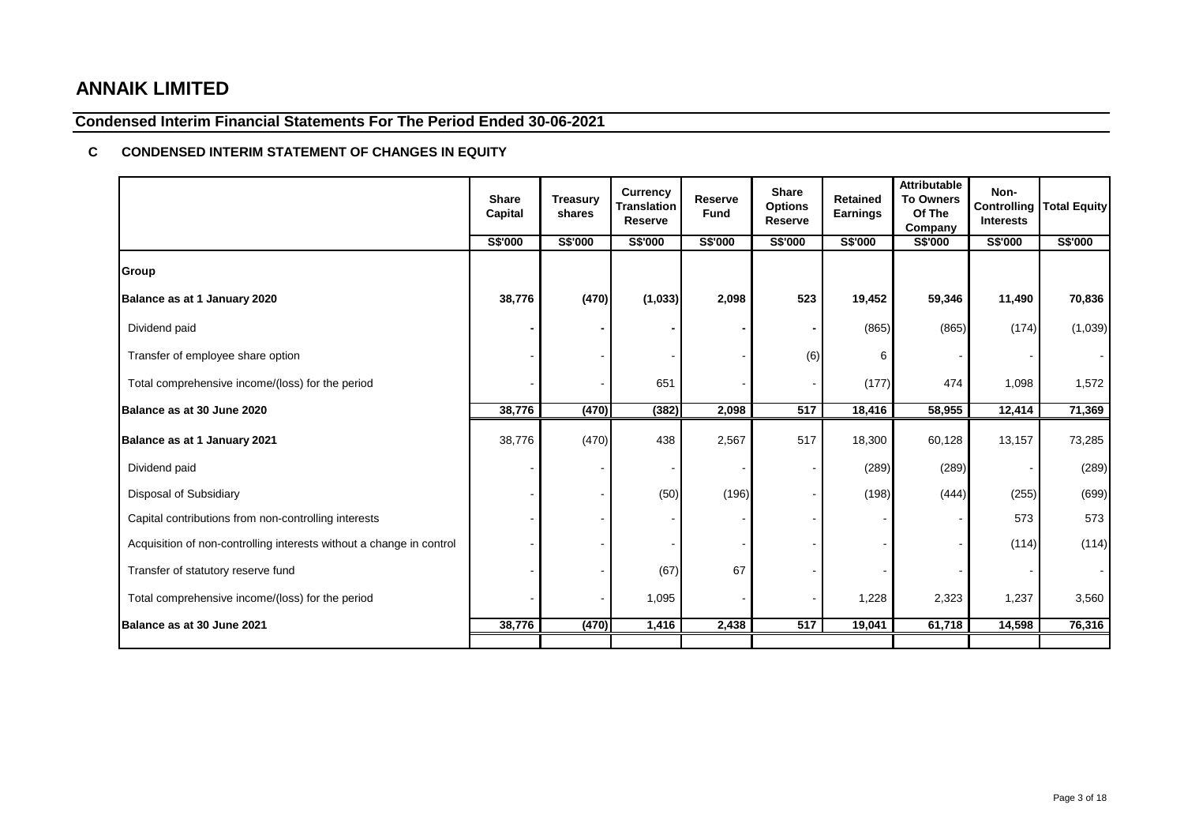# ANNAIK LIMITED

## Condensed Interim Financial Statements For The Period Ended 30-06-2021

### C CONDENSED INTERIM STATEMENT OF CHANGES IN EQUITY

| | Share Capital | Treasury shares | Currency Translation Reserve | Reserve Fund | Share Options Reserve | Retained Earnings | Attributable To Owners Of The Company | Non-Controlling Interests | Total Equity |
|---|---|---|---|---|---|---|---|---|---|
| | S$'000 | S$'000 | S$'000 | S$'000 | S$'000 | S$'000 | S$'000 | S$'000 | S$'000 |
| **Group** | | | | | | | | | |
| **Balance as at 1 January 2020** | **38,776** | **(470)** | **(1,033)** | **2,098** | **523** | **19,452** | **59,346** | **11,490** | **70,836** |
| Dividend paid | **-** | **-** | **-** | **-** | **-** | (865) | (865) | (174) | (1,039) |
| Transfer of employee share option | - | - | - | - | (6) | 6 | - | - | - |
| Total comprehensive income/(loss) for the period | - | - | 651 | - | - | (177) | 474 | 1,098 | 1,572 |
| **Balance as at 30 June 2020** | **38,776** | **(470)** | **(382)** | **2,098** | **517** | **18,416** | **58,955** | **12,414** | **71,369** |
| **Balance as at 1 January 2021** | 38,776 | (470) | 438 | 2,567 | 517 | 18,300 | 60,128 | 13,157 | 73,285 |
| Dividend paid | - | - | - | - | - | (289) | (289) | - | (289) |
| Disposal of Subsidiary | - | - | (50) | (196) | - | (198) | (444) | (255) | (699) |
| Capital contributions from non-controlling interests | - | - | - | - | - | - | - | 573 | 573 |
| Acquisition of non-controlling interests without a change in control | - | - | - | - | - | - | - | (114) | (114) |
| Transfer of statutory reserve fund | - | - | (67) | 67 | - | - | - | - | - |
| Total comprehensive income/(loss) for the period | - | - | 1,095 | - | - | 1,228 | 2,323 | 1,237 | 3,560 |
| **Balance as at 30 June 2021** | **38,776** | **(470)** | **1,416** | **2,438** | **517** | **19,041** | **61,718** | **14,598** | **76,316** |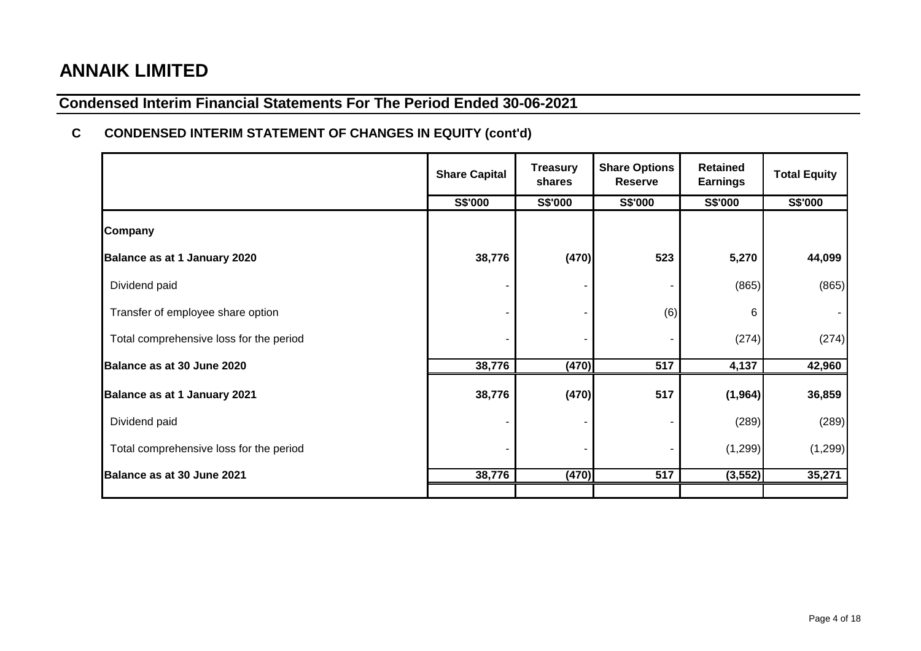# ANNAIK LIMITED

## Condensed Interim Financial Statements For The Period Ended 30-06-2021

### C CONDENSED INTERIM STATEMENT OF CHANGES IN EQUITY (cont'd)

| | Share Capital | Treasury shares | Share Options Reserve | Retained Earnings | Total Equity |
|---|---|---|---|---|---|
| | S$'000 | S$'000 | S$'000 | S$'000 | S$'000 |
| **Company** | | | | | |
| **Balance as at 1 January 2020** | **38,776** | **(470)** | **523** | **5,270** | **44,099** |
| Dividend paid | - | - | - | (865) | (865) |
| Transfer of employee share option | - | - | (6) | 6 | - |
| Total comprehensive loss for the period | - | - | - | (274) | (274) |
| **Balance as at 30 June 2020** | **38,776** | **(470)** | **517** | **4,137** | **42,960** |
| **Balance as at 1 January 2021** | **38,776** | **(470)** | **517** | **(1,964)** | **36,859** |
| Dividend paid | - | - | - | (289) | (289) |
| Total comprehensive loss for the period | - | - | - | (1,299) | (1,299) |
| **Balance as at 30 June 2021** | **38,776** | **(470)** | **517** | **(3,552)** | **35,271** |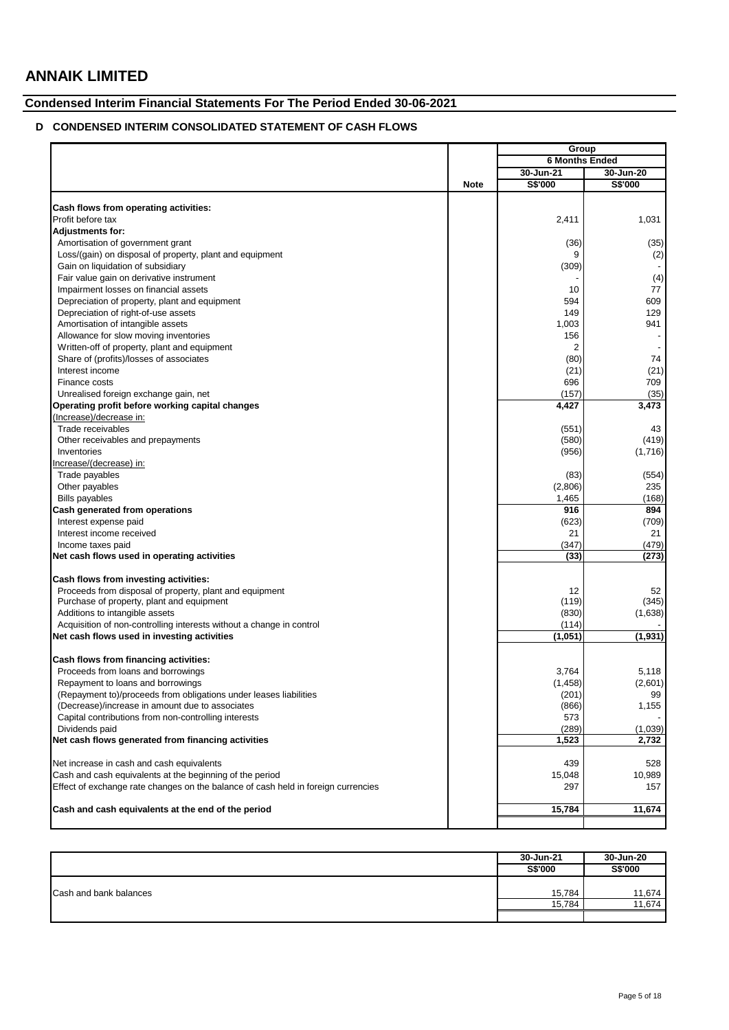# ANNAIK LIMITED

## Condensed Interim Financial Statements For The Period Ended 30-06-2021

### D CONDENSED INTERIM CONSOLIDATED STATEMENT OF CASH FLOWS

| | | Group | |
|---|---|---|---|
| | | 6 Months Ended | |
| | | 30-Jun-21 | 30-Jun-20 |
| | Note | S$'000 | S$'000 |
| **Cash flows from operating activities:** | | | |
| Profit before tax | | 2,411 | 1,031 |
| **Adjustments for:** | | | |
| Amortisation of government grant | | (36) | (35) |
| Loss/(gain) on disposal of property, plant and equipment | | 9 | (2) |
| Gain on liquidation of subsidiary | | (309) | - |
| Fair value gain on derivative instrument | | - | (4) |
| Impairment losses on financial assets | | 10 | 77 |
| Depreciation of property, plant and equipment | | 594 | 609 |
| Depreciation of right-of-use assets | | 149 | 129 |
| Amortisation of intangible assets | | 1,003 | 941 |
| Allowance for slow moving inventories | | 156 | - |
| Written-off of property, plant and equipment | | 2 | - |
| Share of (profits)/losses of associates | | (80) | 74 |
| Interest income | | (21) | (21) |
| Finance costs | | 696 | 709 |
| Unrealised foreign exchange gain, net | | (157) | (35) |
| **Operating profit before working capital changes** | | **4,427** | **3,473** |
| (Increase)/decrease in: | | | |
| Trade receivables | | (551) | 43 |
| Other receivables and prepayments | | (580) | (419) |
| Inventories | | (956) | (1,716) |
| Increase/(decrease) in: | | | |
| Trade payables | | (83) | (554) |
| Other payables | | (2,806) | 235 |
| Bills payables | | 1,465 | (168) |
| **Cash generated from operations** | | **916** | **894** |
| Interest expense paid | | (623) | (709) |
| Interest income received | | 21 | 21 |
| Income taxes paid | | (347) | (479) |
| **Net cash flows used in operating activities** | | **(33)** | **(273)** |
| **Cash flows from investing activities:** | | | |
| Proceeds from disposal of property, plant and equipment | | 12 | 52 |
| Purchase of property, plant and equipment | | (119) | (345) |
| Additions to intangible assets | | (830) | (1,638) |
| Acquisition of non-controlling interests without a change in control | | (114) | - |
| **Net cash flows used in investing activities** | | **(1,051)** | **(1,931)** |
| **Cash flows from financing activities:** | | | |
| Proceeds from loans and borrowings | | 3,764 | 5,118 |
| Repayment to loans and borrowings | | (1,458) | (2,601) |
| (Repayment to)/proceeds from obligations under leases liabilities | | (201) | 99 |
| (Decrease)/increase in amount due to associates | | (866) | 1,155 |
| Capital contributions from non-controlling interests | | 573 | - |
| Dividends paid | | (289) | (1,039) |
| **Net cash flows generated from financing activities** | | **1,523** | **2,732** |
| Net increase in cash and cash equivalents | | 439 | 528 |
| Cash and cash equivalents at the beginning of the period | | 15,048 | 10,989 |
| Effect of exchange rate changes on the balance of cash held in foreign currencies | | 297 | 157 |
| **Cash and cash equivalents at the end of the period** | | **15,784** | **11,674** |

| | 30-Jun-21 | 30-Jun-20 |
|---|---|---|
| | S$'000 | S$'000 |
| Cash and bank balances | 15,784 | 11,674 |
| | 15,784 | 11,674 |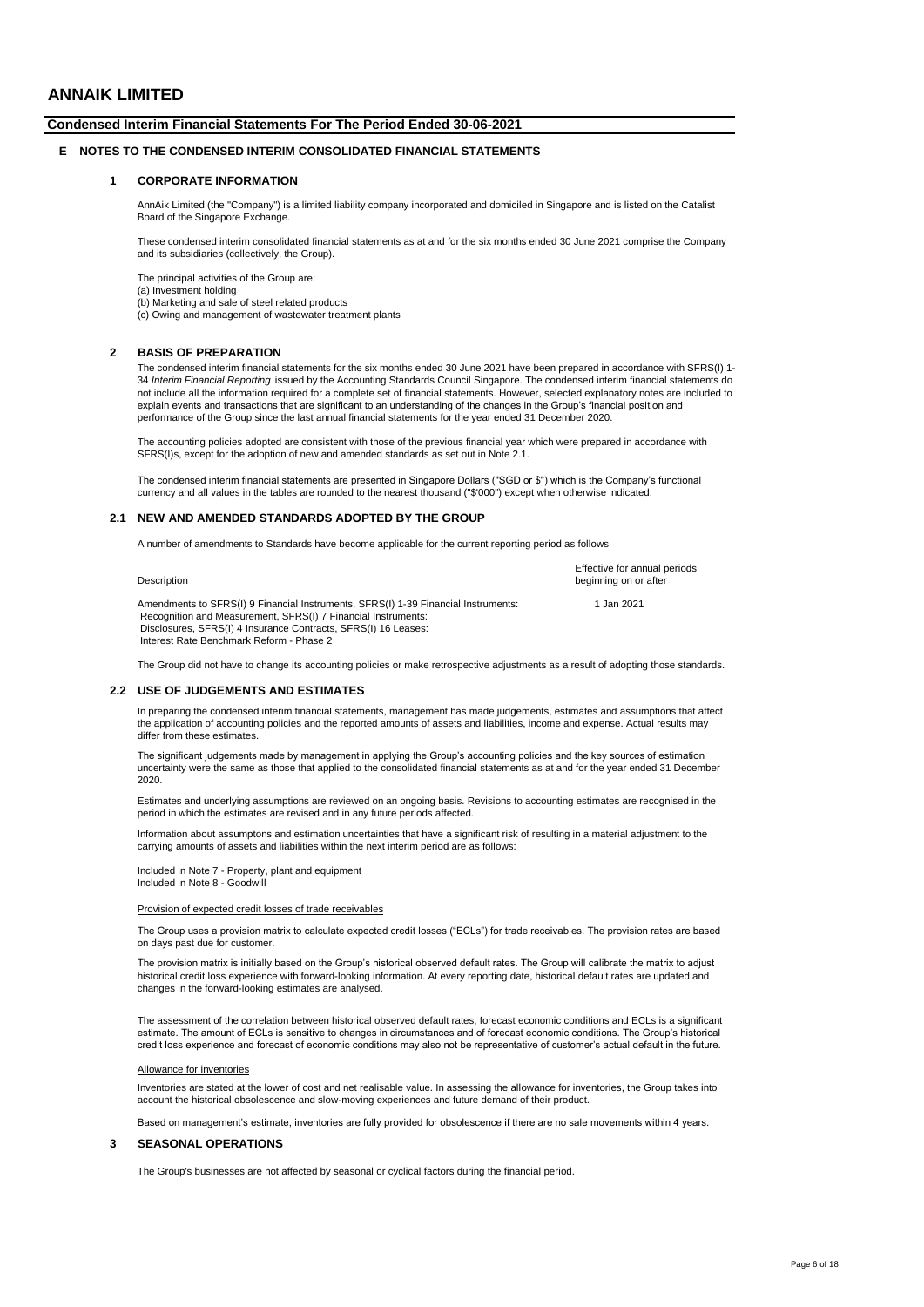# ANNAIK LIMITED

## Condensed Interim Financial Statements For The Period Ended 30-06-2021

### E NOTES TO THE CONDENSED INTERIM CONSOLIDATED FINANCIAL STATEMENTS

#### 1 CORPORATE INFORMATION

AnnAik Limited (the "Company") is a limited liability company incorporated and domiciled in Singapore and is listed on the Catalist Board of the Singapore Exchange.

These condensed interim consolidated financial statements as at and for the six months ended 30 June 2021 comprise the Company and its subsidiaries (collectively, the Group).

The principal activities of the Group are:
(a) Investment holding
(b) Marketing and sale of steel related products
(c) Owing and management of wastewater treatment plants

#### 2 BASIS OF PREPARATION

The condensed interim financial statements for the six months ended 30 June 2021 have been prepared in accordance with SFRS(I) 1-34 *Interim Financial Reporting* issued by the Accounting Standards Council Singapore. The condensed interim financial statements do not include all the information required for a complete set of financial statements. However, selected explanatory notes are included to explain events and transactions that are significant to an understanding of the changes in the Group's financial position and performance of the Group since the last annual financial statements for the year ended 31 December 2020.

The accounting policies adopted are consistent with those of the previous financial year which were prepared in accordance with SFRS(I)s, except for the adoption of new and amended standards as set out in Note 2.1.

The condensed interim financial statements are presented in Singapore Dollars ("SGD or $") which is the Company's functional currency and all values in the tables are rounded to the nearest thousand ("$'000") except when otherwise indicated.

#### 2.1 NEW AND AMENDED STANDARDS ADOPTED BY THE GROUP

A number of amendments to Standards have become applicable for the current reporting period as follows

| Description | Effective for annual periods beginning on or after |
|---|---|
| Amendments to SFRS(I) 9 Financial Instruments, SFRS(I) 1-39 Financial Instruments: Recognition and Measurement, SFRS(I) 7 Financial Instruments: Disclosures, SFRS(I) 4 Insurance Contracts, SFRS(I) 16 Leases: Interest Rate Benchmark Reform - Phase 2 | 1 Jan 2021 |

The Group did not have to change its accounting policies or make retrospective adjustments as a result of adopting those standards.

#### 2.2 USE OF JUDGEMENTS AND ESTIMATES

In preparing the condensed interim financial statements, management has made judgements, estimates and assumptions that affect the application of accounting policies and the reported amounts of assets and liabilities, income and expense. Actual results may differ from these estimates.

The significant judgements made by management in applying the Group's accounting policies and the key sources of estimation uncertainty were the same as those that applied to the consolidated financial statements as at and for the year ended 31 December 2020.

Estimates and underlying assumptions are reviewed on an ongoing basis. Revisions to accounting estimates are recognised in the period in which the estimates are revised and in any future periods affected.

Information about assumptons and estimation uncertainties that have a significant risk of resulting in a material adjustment to the carrying amounts of assets and liabilities within the next interim period are as follows:

Included in Note 7 - Property, plant and equipment
Included in Note 8 - Goodwill

Provision of expected credit losses of trade receivables

The Group uses a provision matrix to calculate expected credit losses ("ECLs") for trade receivables. The provision rates are based on days past due for customer.

The provision matrix is initially based on the Group's historical observed default rates. The Group will calibrate the matrix to adjust historical credit loss experience with forward-looking information. At every reporting date, historical default rates are updated and changes in the forward-looking estimates are analysed.

The assessment of the correlation between historical observed default rates, forecast economic conditions and ECLs is a significant estimate. The amount of ECLs is sensitive to changes in circumstances and of forecast economic conditions. The Group's historical credit loss experience and forecast of economic conditions may also not be representative of customer's actual default in the future.

Allowance for inventories

Inventories are stated at the lower of cost and net realisable value. In assessing the allowance for inventories, the Group takes into account the historical obsolescence and slow-moving experiences and future demand of their product.

Based on management's estimate, inventories are fully provided for obsolescence if there are no sale movements within 4 years.

#### 3 SEASONAL OPERATIONS

The Group's businesses are not affected by seasonal or cyclical factors during the financial period.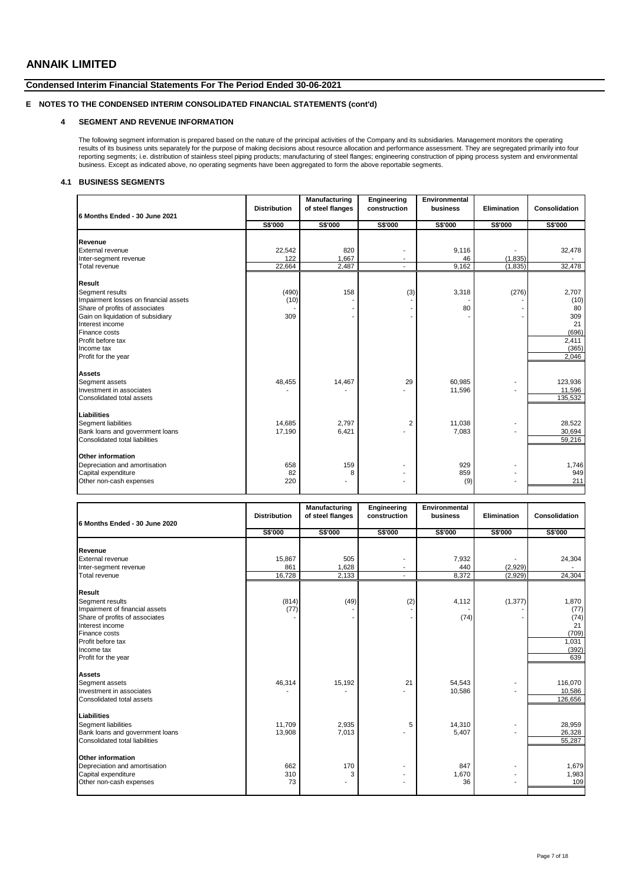# ANNAIK LIMITED

## Condensed Interim Financial Statements For The Period Ended 30-06-2021

## E NOTES TO THE CONDENSED INTERIM CONSOLIDATED FINANCIAL STATEMENTS (cont'd)

### 4 SEGMENT AND REVENUE INFORMATION

The following segment information is prepared based on the nature of the principal activities of the Company and its subsidiaries. Management monitors the operating results of its business units separately for the purpose of making decisions about resource allocation and performance assessment. They are segregated primarily into four reporting segments; i.e. distribution of stainless steel piping products; manufacturing of steel flanges; engineering construction of piping process system and environmental business. Except as indicated above, no operating segments have been aggregated to form the above reportable segments.

### 4.1 BUSINESS SEGMENTS

| 6 Months Ended - 30 June 2021 | Distribution | Manufacturing of steel flanges | Engineering construction | Environmental business | Elimination | Consolidation |
|---|---|---|---|---|---|---|
| | S$'000 | S$'000 | S$'000 | S$'000 | S$'000 | S$'000 |
| **Revenue** | | | | | | |
| External revenue | 22,542 | 820 | - | 9,116 | - | 32,478 |
| Inter-segment revenue | 122 | 1,667 | - | 46 | (1,835) | - |
| Total revenue | 22,664 | 2,487 | - | 9,162 | (1,835) | 32,478 |
| **Result** | | | | | | |
| Segment results | (490) | 158 | (3) | 3,318 | (276) | 2,707 |
| Impairment losses on financial assets | (10) | - | - | - | - | (10) |
| Share of profits of associates | - | - | - | 80 | - | 80 |
| Gain on liquidation of subsidiary | 309 | - | - | - | - | 309 |
| Interest income | | | | | | 21 |
| Finance costs | | | | | | (696) |
| Profit before tax | | | | | | 2,411 |
| Income tax | | | | | | (365) |
| Profit for the year | | | | | | 2,046 |
| **Assets** | | | | | | |
| Segment assets | 48,455 | 14,467 | 29 | 60,985 | - | 123,936 |
| Investment in associates | - | - | - | 11,596 | - | 11,596 |
| Consolidated total assets | | | | | | 135,532 |
| **Liabilities** | | | | | | |
| Segment liabilities | 14,685 | 2,797 | 2 | 11,038 | - | 28,522 |
| Bank loans and government loans | 17,190 | 6,421 | - | 7,083 | - | 30,694 |
| Consolidated total liabilities | | | | | | 59,216 |
| **Other information** | | | | | | |
| Depreciation and amortisation | 658 | 159 | - | 929 | - | 1,746 |
| Capital expenditure | 82 | 8 | - | 859 | - | 949 |
| Other non-cash expenses | 220 | - | - | (9) | - | 211 |

| 6 Months Ended - 30 June 2020 | Distribution | Manufacturing of steel flanges | Engineering construction | Environmental business | Elimination | Consolidation |
|---|---|---|---|---|---|---|
| | S$'000 | S$'000 | S$'000 | S$'000 | S$'000 | S$'000 |
| **Revenue** | | | | | | |
| External revenue | 15,867 | 505 | - | 7,932 | - | 24,304 |
| Inter-segment revenue | 861 | 1,628 | - | 440 | (2,929) | - |
| Total revenue | 16,728 | 2,133 | - | 8,372 | (2,929) | 24,304 |
| **Result** | | | | | | |
| Segment results | (814) | (49) | (2) | 4,112 | (1,377) | 1,870 |
| Impairment of financial assets | (77) | - | - | - | - | (77) |
| Share of profits of associates | - | - | - | (74) | - | (74) |
| Interest income | | | | | | 21 |
| Finance costs | | | | | | (709) |
| Profit before tax | | | | | | 1,031 |
| Income tax | | | | | | (392) |
| Profit for the year | | | | | | 639 |
| **Assets** | | | | | | |
| Segment assets | 46,314 | 15,192 | 21 | 54,543 | - | 116,070 |
| Investment in associates | - | - | - | 10,586 | - | 10,586 |
| Consolidated total assets | | | | | | 126,656 |
| **Liabilities** | | | | | | |
| Segment liabilities | 11,709 | 2,935 | 5 | 14,310 | - | 28,959 |
| Bank loans and government loans | 13,908 | 7,013 | - | 5,407 | - | 26,328 |
| Consolidated total liabilities | | | | | | 55,287 |
| **Other information** | | | | | | |
| Depreciation and amortisation | 662 | 170 | - | 847 | - | 1,679 |
| Capital expenditure | 310 | 3 | - | 1,670 | - | 1,983 |
| Other non-cash expenses | 73 | - | - | 36 | - | 109 |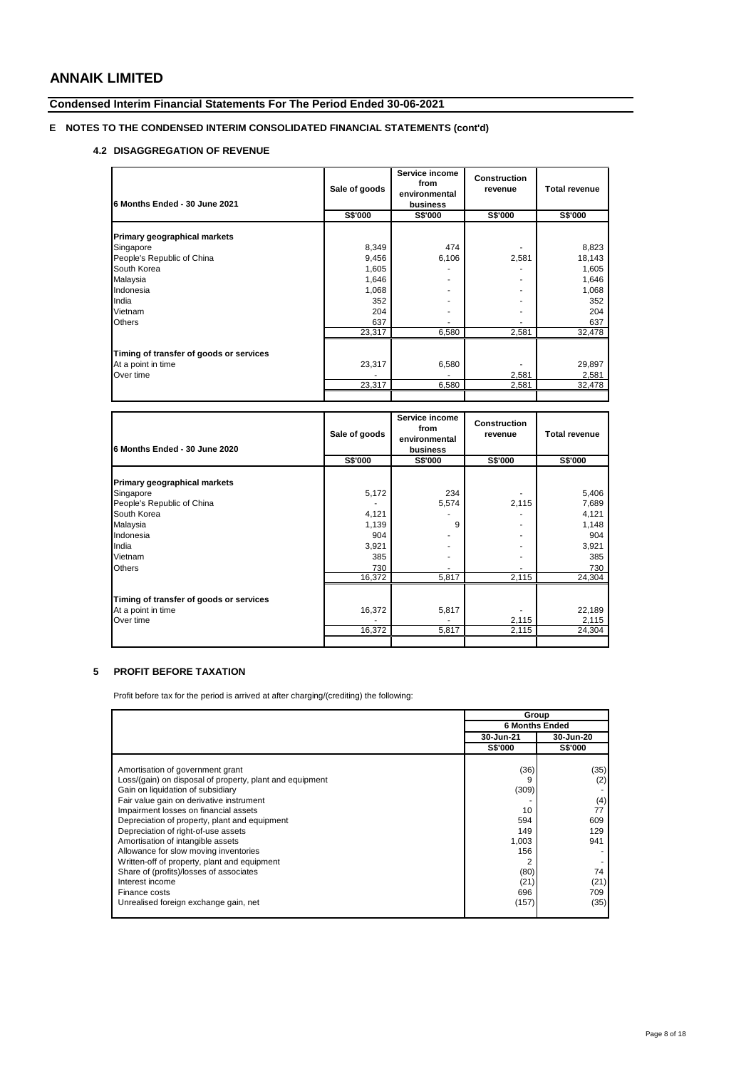# ANNAIK LIMITED

## Condensed Interim Financial Statements For The Period Ended 30-06-2021

## E NOTES TO THE CONDENSED INTERIM CONSOLIDATED FINANCIAL STATEMENTS (cont'd)

### 4.2 DISAGGREGATION OF REVENUE

| 6 Months Ended - 30 June 2021 | Sale of goods | Service income from environmental business | Construction revenue | Total revenue |
|---|---|---|---|---|
| | S$'000 | S$'000 | S$'000 | S$'000 |
| **Primary geographical markets** | | | | |
| Singapore | 8,349 | 474 | - | 8,823 |
| People's Republic of China | 9,456 | 6,106 | 2,581 | 18,143 |
| South Korea | 1,605 | - | - | 1,605 |
| Malaysia | 1,646 | - | - | 1,646 |
| Indonesia | 1,068 | - | - | 1,068 |
| India | 352 | - | - | 352 |
| Vietnam | 204 | - | - | 204 |
| Others | 637 | - | - | 637 |
| | 23,317 | 6,580 | 2,581 | 32,478 |
| **Timing of transfer of goods or services** | | | | |
| At a point in time | 23,317 | 6,580 | - | 29,897 |
| Over time | - | - | 2,581 | 2,581 |
| | 23,317 | 6,580 | 2,581 | 32,478 |

| 6 Months Ended - 30 June 2020 | Sale of goods | Service income from environmental business | Construction revenue | Total revenue |
|---|---|---|---|---|
| | S$'000 | S$'000 | S$'000 | S$'000 |
| **Primary geographical markets** | | | | |
| Singapore | 5,172 | 234 | - | 5,406 |
| People's Republic of China | - | 5,574 | 2,115 | 7,689 |
| South Korea | 4,121 | - | - | 4,121 |
| Malaysia | 1,139 | 9 | - | 1,148 |
| Indonesia | 904 | - | - | 904 |
| India | 3,921 | - | - | 3,921 |
| Vietnam | 385 | - | - | 385 |
| Others | 730 | - | - | 730 |
| | 16,372 | 5,817 | 2,115 | 24,304 |
| **Timing of transfer of goods or services** | | | | |
| At a point in time | 16,372 | 5,817 | - | 22,189 |
| Over time | - | - | 2,115 | 2,115 |
| | 16,372 | 5,817 | 2,115 | 24,304 |

## 5 PROFIT BEFORE TAXATION

Profit before tax for the period is arrived at after charging/(crediting) the following:

| | Group | |
|---|---|---|
| | 6 Months Ended | |
| | 30-Jun-21 | 30-Jun-20 |
| | S$'000 | S$'000 |
| Amortisation of government grant | (36) | (35) |
| Loss/(gain) on disposal of property, plant and equipment | 9 | (2) |
| Gain on liquidation of subsidiary | (309) | - |
| Fair value gain on derivative instrument | - | (4) |
| Impairment losses on financial assets | 10 | 77 |
| Depreciation of property, plant and equipment | 594 | 609 |
| Depreciation of right-of-use assets | 149 | 129 |
| Amortisation of intangible assets | 1,003 | 941 |
| Allowance for slow moving inventories | 156 | - |
| Written-off of property, plant and equipment | 2 | - |
| Share of (profits)/losses of associates | (80) | 74 |
| Interest income | (21) | (21) |
| Finance costs | 696 | 709 |
| Unrealised foreign exchange gain, net | (157) | (35) |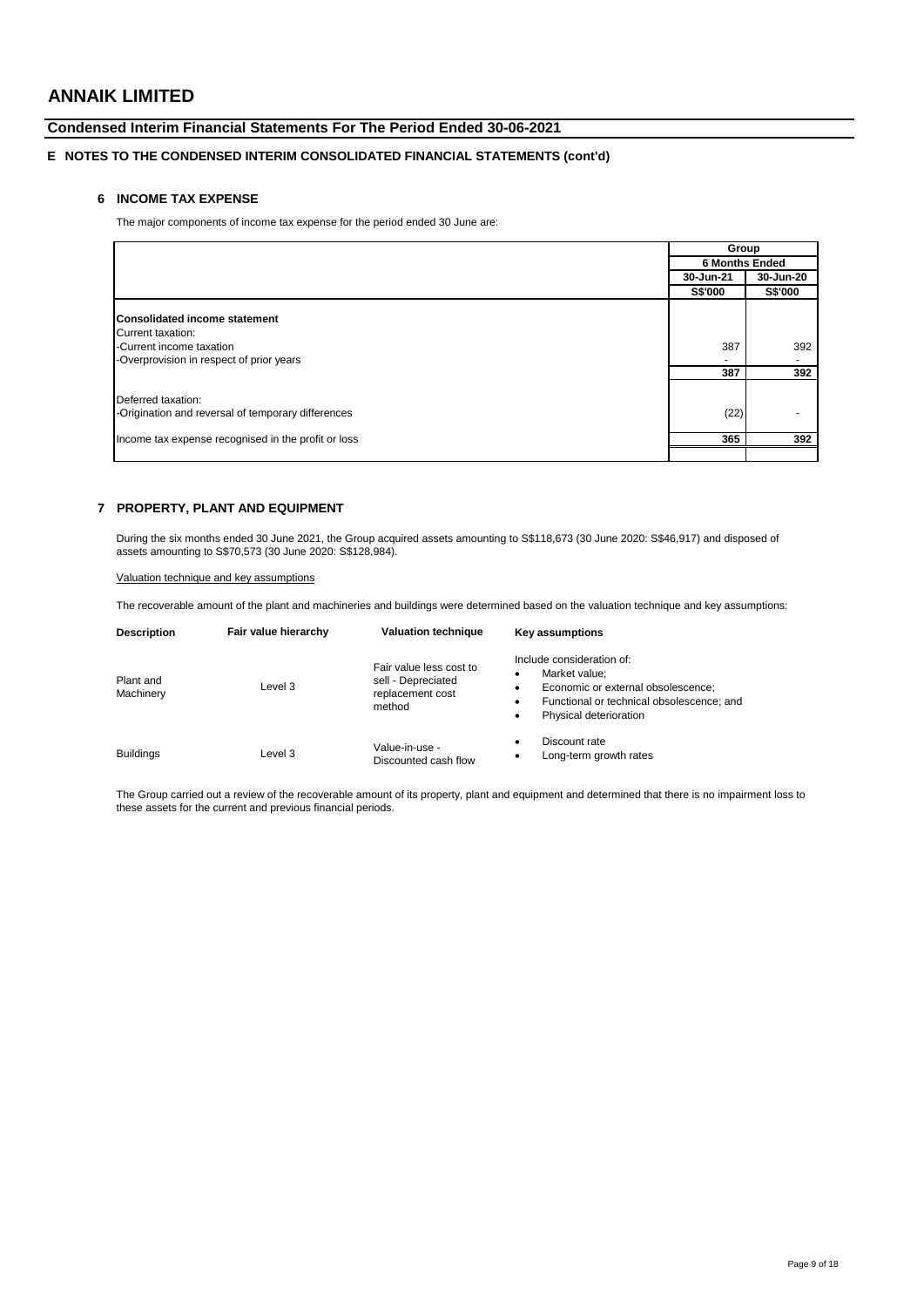# ANNAIK LIMITED

## Condensed Interim Financial Statements For The Period Ended 30-06-2021

### E NOTES TO THE CONDENSED INTERIM CONSOLIDATED FINANCIAL STATEMENTS (cont'd)

#### 6 INCOME TAX EXPENSE

The major components of income tax expense for the period ended 30 June are:

| | Group | |
|---|---|---|
| | 6 Months Ended | |
| | 30-Jun-21 | 30-Jun-20 |
| | S$'000 | S$'000 |
| **Consolidated income statement** | | |
| Current taxation: | | |
| -Current income taxation | 387 | 392 |
| -Overprovision in respect of prior years | - | - |
| | **387** | **392** |
| Deferred taxation: | | |
| -Origination and reversal of temporary differences | (22) | - |
| Income tax expense recognised in the profit or loss | **365** | **392** |

#### 7 PROPERTY, PLANT AND EQUIPMENT

During the six months ended 30 June 2021, the Group acquired assets amounting to S$118,673 (30 June 2020: S$46,917) and disposed of assets amounting to S$70,573 (30 June 2020: S$128,984).

Valuation technique and key assumptions

The recoverable amount of the plant and machineries and buildings were determined based on the valuation technique and key assumptions:

| Description | Fair value hierarchy | Valuation technique | Key assumptions |
|---|---|---|---|
| Plant and Machinery | Level 3 | Fair value less cost to sell - Depreciated replacement cost method | Include consideration of: • Market value; • Economic or external obsolescence; • Functional or technical obsolescence; and • Physical deterioration |
| Buildings | Level 3 | Value-in-use - Discounted cash flow | • Discount rate • Long-term growth rates |

The Group carried out a review of the recoverable amount of its property, plant and equipment and determined that there is no impairment loss to these assets for the current and previous financial periods.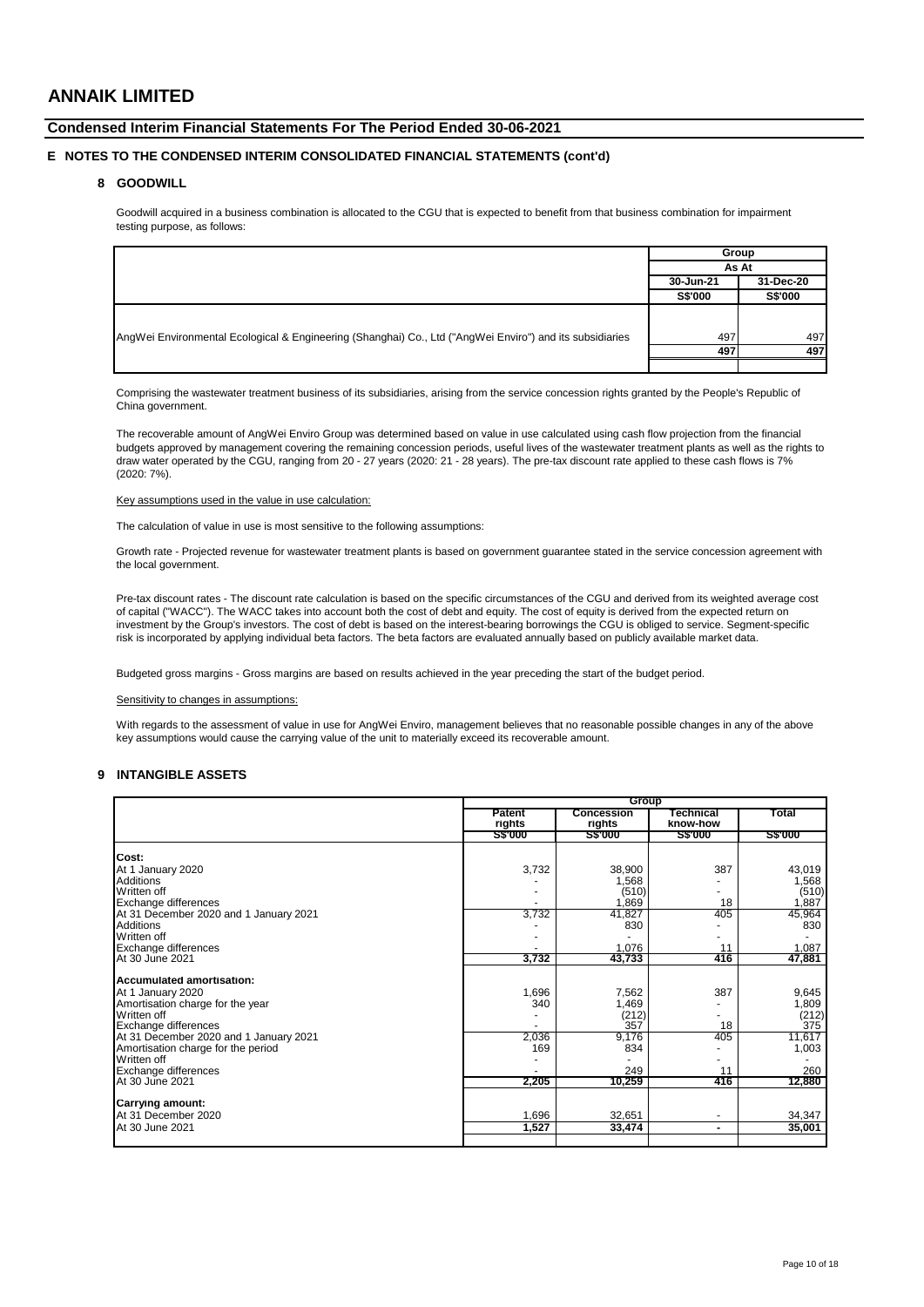# ANNAIK LIMITED

## Condensed Interim Financial Statements For The Period Ended 30-06-2021

### E NOTES TO THE CONDENSED INTERIM CONSOLIDATED FINANCIAL STATEMENTS (cont'd)

#### 8 GOODWILL

Goodwill acquired in a business combination is allocated to the CGU that is expected to benefit from that business combination for impairment testing purpose, as follows:

| | Group | |
|---|---|---|
| | As At | |
| | 30-Jun-21 | 31-Dec-20 |
| | S$'000 | S$'000 |
| AngWei Environmental Ecological & Engineering (Shanghai) Co., Ltd ("AngWei Enviro") and its subsidiaries | 497 | 497 |
| | 497 | 497 |

Comprising the wastewater treatment business of its subsidiaries, arising from the service concession rights granted by the People's Republic of China government.

The recoverable amount of AngWei Enviro Group was determined based on value in use calculated using cash flow projection from the financial budgets approved by management covering the remaining concession periods, useful lives of the wastewater treatment plants as well as the rights to draw water operated by the CGU, ranging from 20 - 27 years (2020: 21 - 28 years). The pre-tax discount rate applied to these cash flows is 7% (2020: 7%).

Key assumptions used in the value in use calculation:

The calculation of value in use is most sensitive to the following assumptions:

Growth rate - Projected revenue for wastewater treatment plants is based on government guarantee stated in the service concession agreement with the local government.

Pre-tax discount rates - The discount rate calculation is based on the specific circumstances of the CGU and derived from its weighted average cost of capital ("WACC"). The WACC takes into account both the cost of debt and equity. The cost of equity is derived from the expected return on investment by the Group's investors. The cost of debt is based on the interest-bearing borrowings the CGU is obliged to service. Segment-specific risk is incorporated by applying individual beta factors. The beta factors are evaluated annually based on publicly available market data.

Budgeted gross margins - Gross margins are based on results achieved in the year preceding the start of the budget period.

Sensitivity to changes in assumptions:

With regards to the assessment of value in use for AngWei Enviro, management believes that no reasonable possible changes in any of the above key assumptions would cause the carrying value of the unit to materially exceed its recoverable amount.

#### 9 INTANGIBLE ASSETS

| | Group | | | |
|---|---|---|---|---|
| | Patent rights | Concession rights | Technical know-how | Total |
| | S$'000 | S$'000 | S$'000 | S$'000 |
| **Cost:** | | | | |
| At 1 January 2020 | 3,732 | 38,900 | 387 | 43,019 |
| Additions | - | 1,568 | - | 1,568 |
| Written off | - | (510) | - | (510) |
| Exchange differences | - | 1,869 | 18 | 1,887 |
| At 31 December 2020 and 1 January 2021 | 3,732 | 41,827 | 405 | 45,964 |
| Additions | - | 830 | - | 830 |
| Written off | - | - | - | - |
| Exchange differences | - | 1,076 | 11 | 1,087 |
| At 30 June 2021 | 3,732 | 43,733 | 416 | 47,881 |
| **Accumulated amortisation:** | | | | |
| At 1 January 2020 | 1,696 | 7,562 | 387 | 9,645 |
| Amortisation charge for the year | 340 | 1,469 | - | 1,809 |
| Written off | - | (212) | - | (212) |
| Exchange differences | - | 357 | 18 | 375 |
| At 31 December 2020 and 1 January 2021 | 2,036 | 9,176 | 405 | 11,617 |
| Amortisation charge for the period | 169 | 834 | - | 1,003 |
| Written off | - | - | - | - |
| Exchange differences | - | 249 | 11 | 260 |
| At 30 June 2021 | 2,205 | 10,259 | 416 | 12,880 |
| **Carrying amount:** | | | | |
| At 31 December 2020 | 1,696 | 32,651 | - | 34,347 |
| At 30 June 2021 | 1,527 | 33,474 | - | 35,001 |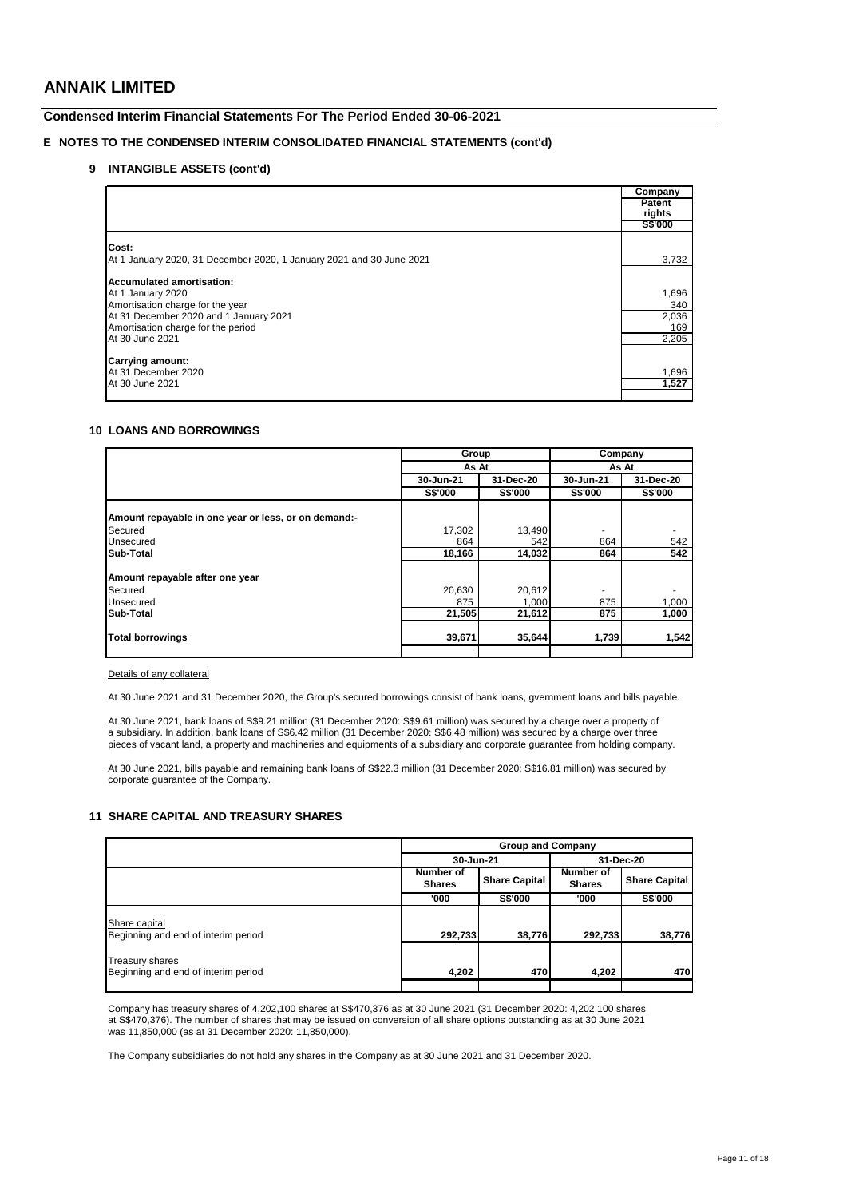# ANNAIK LIMITED

## Condensed Interim Financial Statements For The Period Ended 30-06-2021

### E NOTES TO THE CONDENSED INTERIM CONSOLIDATED FINANCIAL STATEMENTS (cont'd)

#### 9 INTANGIBLE ASSETS (cont'd)

| | Company |
|---|---|
| | Patent rights |
| | S$'000 |
| **Cost:** | |
| At 1 January 2020, 31 December 2020, 1 January 2021 and 30 June 2021 | 3,732 |
| **Accumulated amortisation:** | |
| At 1 January 2020 | 1,696 |
| Amortisation charge for the year | 340 |
| At 31 December 2020 and 1 January 2021 | 2,036 |
| Amortisation charge for the period | 169 |
| At 30 June 2021 | 2,205 |
| **Carrying amount:** | |
| At 31 December 2020 | 1,696 |
| At 30 June 2021 | **1,527** |

#### 10 LOANS AND BORROWINGS

| | Group | | Company | |
|---|---|---|---|---|
| | As At | | As At | |
| | 30-Jun-21 | 31-Dec-20 | 30-Jun-21 | 31-Dec-20 |
| | S$'000 | S$'000 | S$'000 | S$'000 |
| **Amount repayable in one year or less, or on demand:-** | | | | |
| Secured | 17,302 | 13,490 | - | - |
| Unsecured | 864 | 542 | 864 | 542 |
| **Sub-Total** | **18,166** | **14,032** | **864** | **542** |
| **Amount repayable after one year** | | | | |
| Secured | 20,630 | 20,612 | - | - |
| Unsecured | 875 | 1,000 | 875 | 1,000 |
| **Sub-Total** | **21,505** | **21,612** | **875** | **1,000** |
| **Total borrowings** | **39,671** | **35,644** | **1,739** | **1,542** |

Details of any collateral

At 30 June 2021 and 31 December 2020, the Group's secured borrowings consist of bank loans, gvernment loans and bills payable.

At 30 June 2021, bank loans of S$9.21 million (31 December 2020: S$9.61 million) was secured by a charge over a property of a subsidiary. In addition, bank loans of S$6.42 million (31 December 2020: S$6.48 million) was secured by a charge over three pieces of vacant land, a property and machineries and equipments of a subsidiary and corporate guarantee from holding company.

At 30 June 2021, bills payable and remaining bank loans of S$22.3 million (31 December 2020: S$16.81 million) was secured by corporate guarantee of the Company.

#### 11 SHARE CAPITAL AND TREASURY SHARES

| | Group and Company | | | |
|---|---|---|---|---|
| | 30-Jun-21 | | 31-Dec-20 | |
| | Number of Shares | Share Capital | Number of Shares | Share Capital |
| | '000 | S$'000 | '000 | S$'000 |
| Share capital<br>Beginning and end of interim period | **292,733** | **38,776** | **292,733** | **38,776** |
| Treasury shares<br>Beginning and end of interim period | **4,202** | **470** | **4,202** | **470** |

Company has treasury shares of 4,202,100 shares at S$470,376 as at 30 June 2021 (31 December 2020: 4,202,100 shares at S$470,376). The number of shares that may be issued on conversion of all share options outstanding as at 30 June 2021 was 11,850,000 (as at 31 December 2020: 11,850,000).

The Company subsidiaries do not hold any shares in the Company as at 30 June 2021 and 31 December 2020.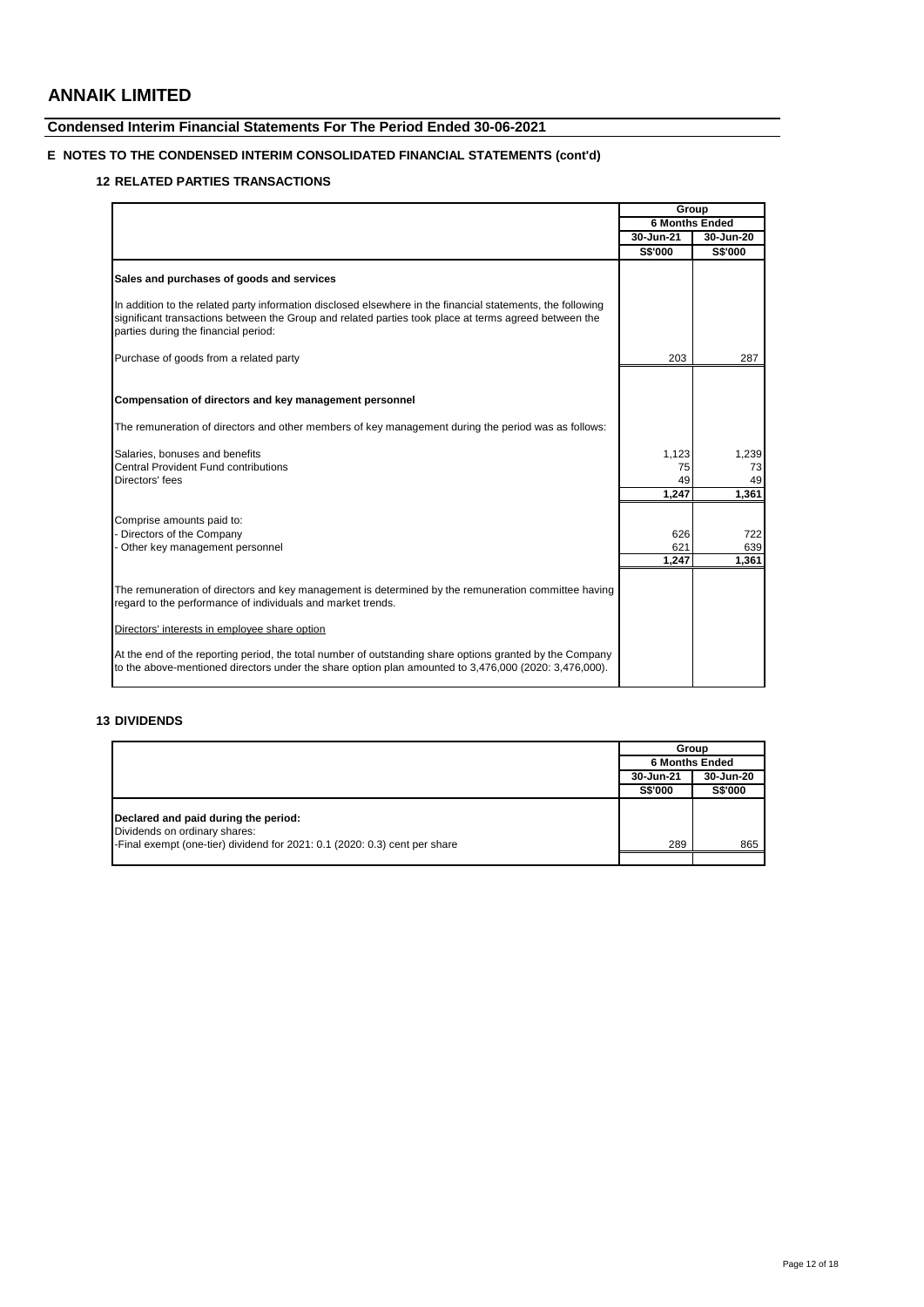# ANNAIK LIMITED

## Condensed Interim Financial Statements For The Period Ended 30-06-2021

### E NOTES TO THE CONDENSED INTERIM CONSOLIDATED FINANCIAL STATEMENTS (cont'd)

#### 12 RELATED PARTIES TRANSACTIONS

| | Group | |
|---|---|---|
| | 6 Months Ended | |
| | 30-Jun-21 | 30-Jun-20 |
| | S$'000 | S$'000 |
| **Sales and purchases of goods and services** | | |
| In addition to the related party information disclosed elsewhere in the financial statements, the following significant transactions between the Group and related parties took place at terms agreed between the parties during the financial period: | | |
| Purchase of goods from a related party | 203 | 287 |
| **Compensation of directors and key management personnel** | | |
| The remuneration of directors and other members of key management during the period was as follows: | | |
| Salaries, bonuses and benefits | 1,123 | 1,239 |
| Central Provident Fund contributions | 75 | 73 |
| Directors' fees | 49 | 49 |
| | 1,247 | 1,361 |
| Comprise amounts paid to: | | |
| - Directors of the Company | 626 | 722 |
| - Other key management personnel | 621 | 639 |
| | 1,247 | 1,361 |
| The remuneration of directors and key management is determined by the remuneration committee having regard to the performance of individuals and market trends. | | |
| Directors' interests in employee share option | | |
| At the end of the reporting period, the total number of outstanding share options granted by the Company to the above-mentioned directors under the share option plan amounted to 3,476,000 (2020: 3,476,000). | | |

#### 13 DIVIDENDS

| | Group | |
|---|---|---|
| | 6 Months Ended | |
| | 30-Jun-21 | 30-Jun-20 |
| | S$'000 | S$'000 |
| **Declared and paid during the period:** | | |
| Dividends on ordinary shares: | | |
| -Final exempt (one-tier) dividend for 2021: 0.1 (2020: 0.3) cent per share | 289 | 865 |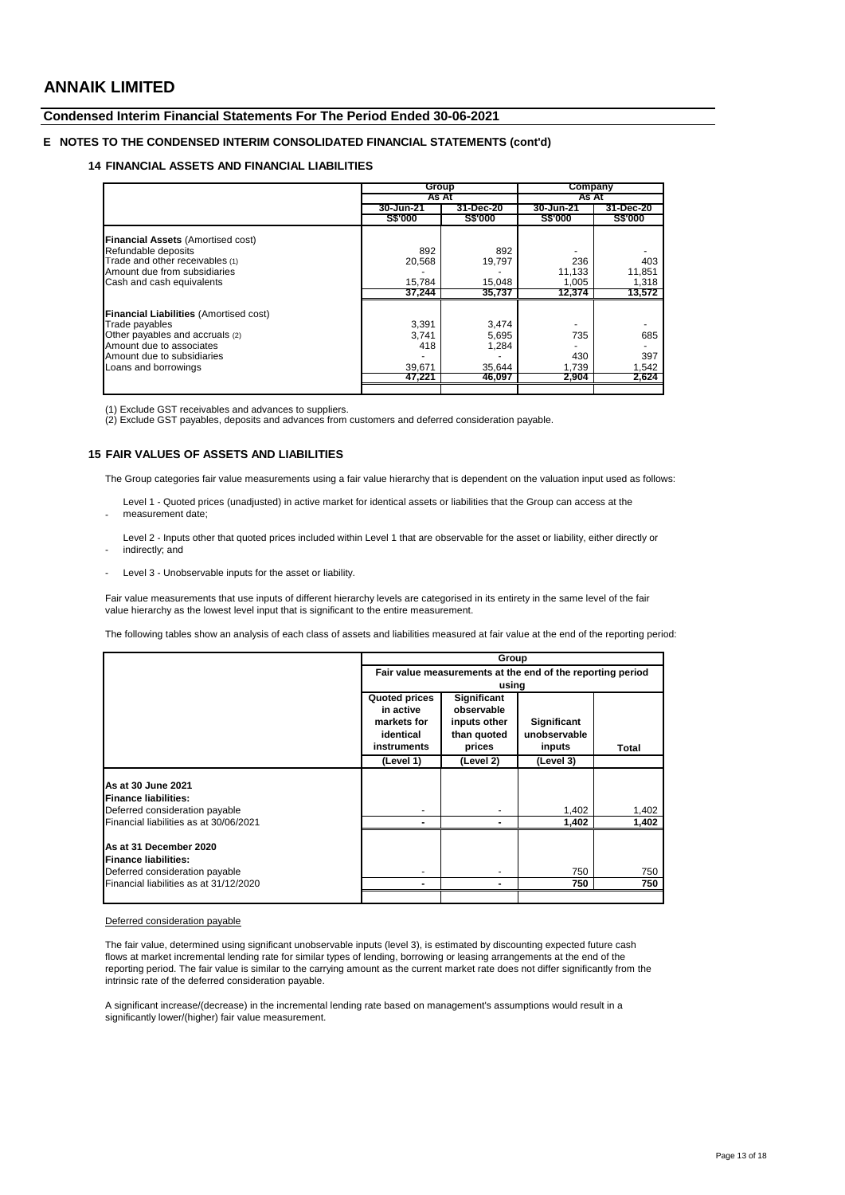# ANNAIK LIMITED

## Condensed Interim Financial Statements For The Period Ended 30-06-2021

### E NOTES TO THE CONDENSED INTERIM CONSOLIDATED FINANCIAL STATEMENTS (cont'd)

#### 14 FINANCIAL ASSETS AND FINANCIAL LIABILITIES

| | Group | | Company | |
|---|---|---|---|---|
| | As At | | As At | |
| | 30-Jun-21 | 31-Dec-20 | 30-Jun-21 | 31-Dec-20 |
| | S$'000 | S$'000 | S$'000 | S$'000 |
| **Financial Assets** (Amortised cost) | | | | |
| Refundable deposits | 892 | 892 | - | - |
| Trade and other receivables (1) | 20,568 | 19,797 | 236 | 403 |
| Amount due from subsidiaries | - | - | 11,133 | 11,851 |
| Cash and cash equivalents | 15,784 | 15,048 | 1,005 | 1,318 |
| | 37,244 | 35,737 | 12,374 | 13,572 |
| **Financial Liabilities** (Amortised cost) | | | | |
| Trade payables | 3,391 | 3,474 | - | - |
| Other payables and accruals (2) | 3,741 | 5,695 | 735 | 685 |
| Amount due to associates | 418 | 1,284 | - | - |
| Amount due to subsidiaries | - | - | 430 | 397 |
| Loans and borrowings | 39,671 | 35,644 | 1,739 | 1,542 |
| | 47,221 | 46,097 | 2,904 | 2,624 |

(1) Exclude GST receivables and advances to suppliers.
(2) Exclude GST payables, deposits and advances from customers and deferred consideration payable.

#### 15 FAIR VALUES OF ASSETS AND LIABILITIES

The Group categories fair value measurements using a fair value hierarchy that is dependent on the valuation input used as follows:

- Level 1 - Quoted prices (unadjusted) in active market for identical assets or liabilities that the Group can access at the measurement date;
- Level 2 - Inputs other that quoted prices included within Level 1 that are observable for the asset or liability, either directly or indirectly; and
- Level 3 - Unobservable inputs for the asset or liability.

Fair value measurements that use inputs of different hierarchy levels are categorised in its entirety in the same level of the fair value hierarchy as the lowest level input that is significant to the entire measurement.

The following tables show an analysis of each class of assets and liabilities measured at fair value at the end of the reporting period:

| | Group | | | |
|---|---|---|---|---|
| | Fair value measurements at the end of the reporting period using | | | |
| | Quoted prices in active markets for identical instruments | Significant observable inputs other than quoted prices | Significant unobservable inputs | Total |
| | (Level 1) | (Level 2) | (Level 3) | |
| **As at 30 June 2021** | | | | |
| **Finance liabilities:** | | | | |
| Deferred consideration payable | - | - | 1,402 | 1,402 |
| Financial liabilities as at 30/06/2021 | - | - | 1,402 | 1,402 |
| **As at 31 December 2020** | | | | |
| **Finance liabilities:** | | | | |
| Deferred consideration payable | - | - | 750 | 750 |
| Financial liabilities as at 31/12/2020 | - | - | 750 | 750 |

Deferred consideration payable

The fair value, determined using significant unobservable inputs (level 3), is estimated by discounting expected future cash flows at market incremental lending rate for similar types of lending, borrowing or leasing arrangements at the end of the reporting period. The fair value is similar to the carrying amount as the current market rate does not differ significantly from the intrinsic rate of the deferred consideration payable.

A significant increase/(decrease) in the incremental lending rate based on management's assumptions would result in a significantly lower/(higher) fair value measurement.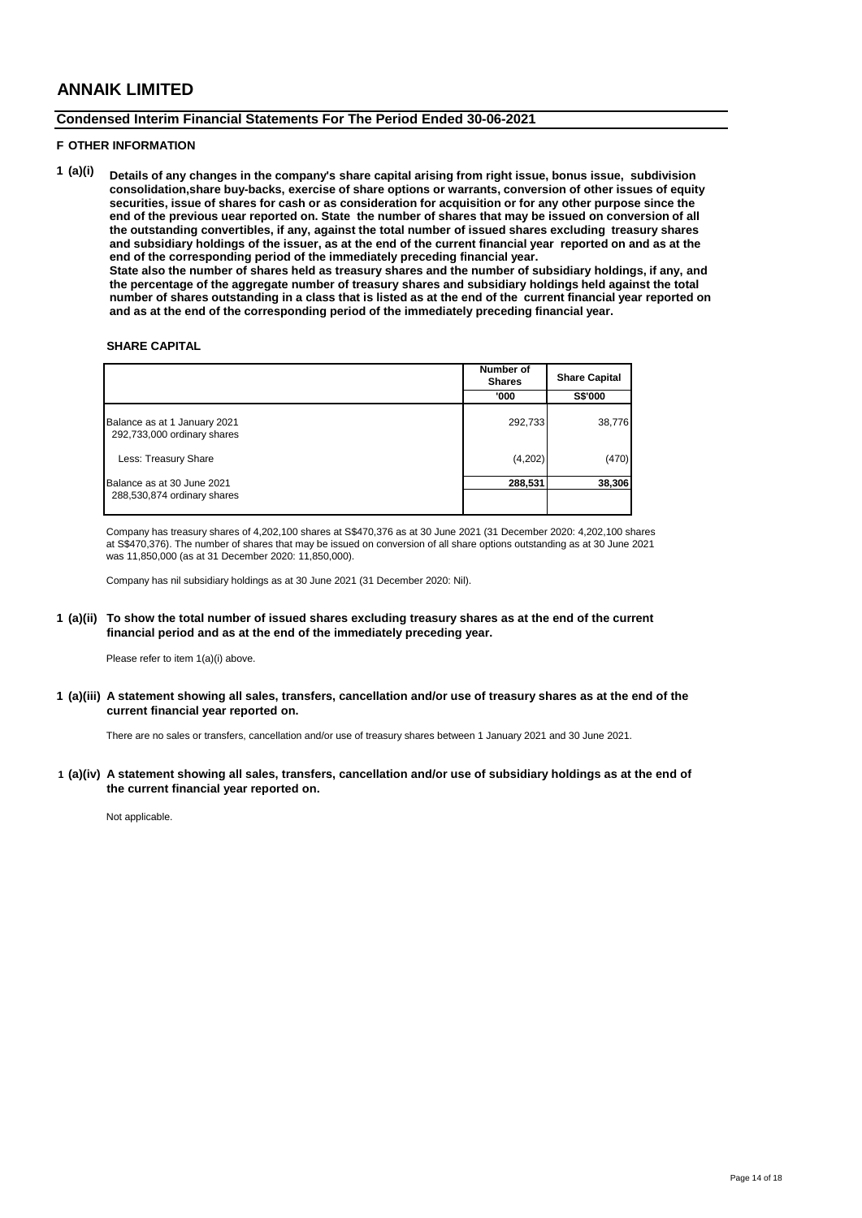# ANNAIK LIMITED

## Condensed Interim Financial Statements For The Period Ended 30-06-2021

### F OTHER INFORMATION

**1 (a)(i) Details of any changes in the company's share capital arising from right issue, bonus issue, subdivision consolidation,share buy-backs, exercise of share options or warrants, conversion of other issues of equity securities, issue of shares for cash or as consideration for acquisition or for any other purpose since the end of the previous uear reported on. State the number of shares that may be issued on conversion of all the outstanding convertibles, if any, against the total number of issued shares excluding treasury shares and subsidiary holdings of the issuer, as at the end of the current financial year reported on and as at the end of the corresponding period of the immediately preceding financial year.**
**State also the number of shares held as treasury shares and the number of subsidiary holdings, if any, and the percentage of the aggregate number of treasury shares and subsidiary holdings held against the total number of shares outstanding in a class that is listed as at the end of the current financial year reported on and as at the end of the corresponding period of the immediately preceding financial year.**

**SHARE CAPITAL**

| | Number of Shares | Share Capital |
|---|---|---|
| | '000 | S$'000 |
| Balance as at 1 January 2021<br>292,733,000 ordinary shares | 292,733 | 38,776 |
| Less: Treasury Share | (4,202) | (470) |
| Balance as at 30 June 2021<br>288,530,874 ordinary shares | **288,531** | **38,306** |

Company has treasury shares of 4,202,100 shares at S$470,376 as at 30 June 2021 (31 December 2020: 4,202,100 shares at S$470,376). The number of shares that may be issued on conversion of all share options outstanding as at 30 June 2021 was 11,850,000 (as at 31 December 2020: 11,850,000).

Company has nil subsidiary holdings as at 30 June 2021 (31 December 2020: Nil).

**1 (a)(ii) To show the total number of issued shares excluding treasury shares as at the end of the current financial period and as at the end of the immediately preceding year.**

Please refer to item 1(a)(i) above.

**1 (a)(iii) A statement showing all sales, transfers, cancellation and/or use of treasury shares as at the end of the current financial year reported on.**

There are no sales or transfers, cancellation and/or use of treasury shares between 1 January 2021 and 30 June 2021.

**1 (a)(iv) A statement showing all sales, transfers, cancellation and/or use of subsidiary holdings as at the end of the current financial year reported on.**

Not applicable.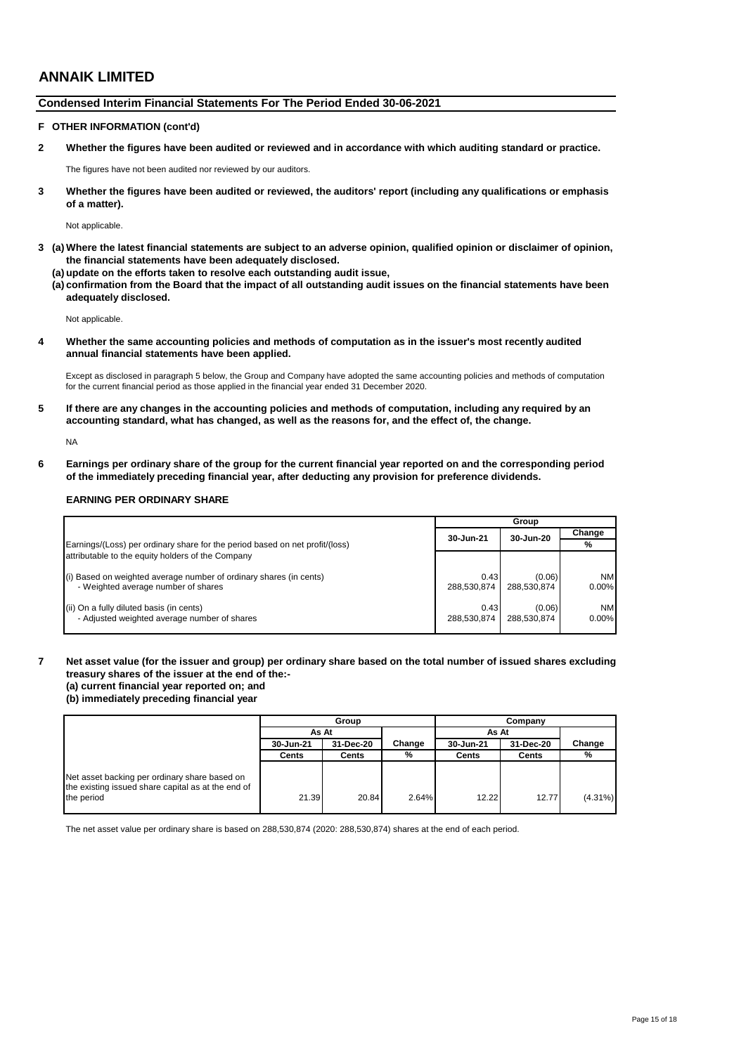# ANNAIK LIMITED

## Condensed Interim Financial Statements For The Period Ended 30-06-2021

### F OTHER INFORMATION (cont'd)

**2 Whether the figures have been audited or reviewed and in accordance with which auditing standard or practice.**

The figures have not been audited nor reviewed by our auditors.

**3 Whether the figures have been audited or reviewed, the auditors' report (including any qualifications or emphasis of a matter).**

Not applicable.

**3 (a) Where the latest financial statements are subject to an adverse opinion, qualified opinion or disclaimer of opinion, the financial statements have been adequately disclosed.**
**(a) update on the efforts taken to resolve each outstanding audit issue,**
**(a) confirmation from the Board that the impact of all outstanding audit issues on the financial statements have been adequately disclosed.**

Not applicable.

**4 Whether the same accounting policies and methods of computation as in the issuer's most recently audited annual financial statements have been applied.**

Except as disclosed in paragraph 5 below, the Group and Company have adopted the same accounting policies and methods of computation for the current financial period as those applied in the financial year ended 31 December 2020.

**5 If there are any changes in the accounting policies and methods of computation, including any required by an accounting standard, what has changed, as well as the reasons for, and the effect of, the change.**

NA

**6 Earnings per ordinary share of the group for the current financial year reported on and the corresponding period of the immediately preceding financial year, after deducting any provision for preference dividends.**

**EARNING PER ORDINARY SHARE**

| | Group | | |
|---|---|---|---|
| Earnings/(Loss) per ordinary share for the period based on net profit/(loss) attributable to the equity holders of the Company | 30-Jun-21 | 30-Jun-20 | Change % |
| (i) Based on weighted average number of ordinary shares (in cents) | 0.43 | (0.06) | NM |
| - Weighted average number of shares | 288,530,874 | 288,530,874 | 0.00% |
| (ii) On a fully diluted basis (in cents) | 0.43 | (0.06) | NM |
| - Adjusted weighted average number of shares | 288,530,874 | 288,530,874 | 0.00% |

**7 Net asset value (for the issuer and group) per ordinary share based on the total number of issued shares excluding treasury shares of the issuer at the end of the:-**
**(a) current financial year reported on; and**
**(b) immediately preceding financial year**

| | Group | | | Company | | |
|---|---|---|---|---|---|---|
| | As At | | | As At | | |
| | 30-Jun-21 | 31-Dec-20 | Change | 30-Jun-21 | 31-Dec-20 | Change |
| | Cents | Cents | % | Cents | Cents | % |
| Net asset backing per ordinary share based on the existing issued share capital as at the end of the period | 21.39 | 20.84 | 2.64% | 12.22 | 12.77 | (4.31%) |

The net asset value per ordinary share is based on 288,530,874 (2020: 288,530,874) shares at the end of each period.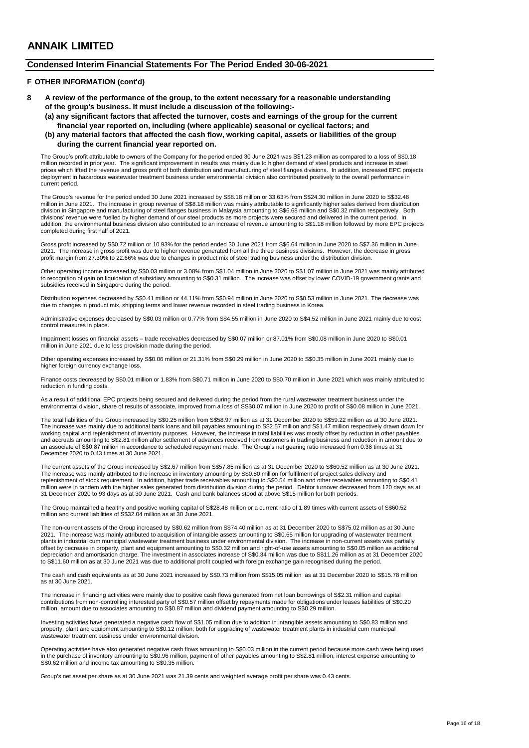# ANNAIK LIMITED

## Condensed Interim Financial Statements For The Period Ended 30-06-2021

### F OTHER INFORMATION (cont'd)

**8 A review of the performance of the group, to the extent necessary for a reasonable understanding of the group's business. It must include a discussion of the following:-**

**(a) any significant factors that affected the turnover, costs and earnings of the group for the current financial year reported on, including (where applicable) seasonal or cyclical factors; and**

**(b) any material factors that affected the cash flow, working capital, assets or liabilities of the group during the current financial year reported on.**

The Group's profit attributable to owners of the Company for the period ended 30 June 2021 was S$1.23 million as compared to a loss of S$0.18 million recorded in prior year. The significant improvement in results was mainly due to higher demand of steel products and increase in steel prices which lifted the revenue and gross profit of both distribution and manufacturing of steel flanges divisions. In addition, increased EPC projects deployment in hazardous wastewater treatment business under environmental division also contributed positively to the overall performance in current period.

The Group's revenue for the period ended 30 June 2021 increased by S$8.18 million or 33.63% from S$24.30 million in June 2020 to S$32.48 million in June 2021. The increase in group revenue of S$8.18 million was mainly attributable to significantly higher sales derived from distribution division in Singapore and manufacturing of steel flanges business in Malaysia amounting to S$6.68 million and S$0.32 million respectively. Both divisions' revenue were fuelled by higher demand of our steel products as more projects were secured and delivered in the current period. In addition, the environmental business division also contributed to an increase of revenue amounting to S$1.18 million followed by more EPC projects completed during first half of 2021.

Gross profit increased by S$0.72 million or 10.93% for the period ended 30 June 2021 from S$6.64 million in June 2020 to S$7.36 million in June 2021. The increase in gross profit was due to higher revenue generated from all the three business divisions. However, the decrease in gross profit margin from 27.30% to 22.66% was due to changes in product mix of steel trading business under the distribution division.

Other operating income increased by S$0.03 million or 3.08% from S$1.04 million in June 2020 to S$1.07 million in June 2021 was mainly attributed to recognition of gain on liquidation of subsidiary amounting to S$0.31 million. The increase was offset by lower COVID-19 government grants and subsidies received in Singapore during the period.

Distribution expenses decreased by S$0.41 million or 44.11% from S$0.94 million in June 2020 to S$0.53 million in June 2021. The decrease was due to changes in product mix, shipping terms and lower revenue recorded in steel trading business in Korea.

Administrative expenses decreased by S$0.03 million or 0.77% from S$4.55 million in June 2020 to S$4.52 million in June 2021 mainly due to cost control measures in place.

Impairment losses on financial assets – trade receivables decreased by S$0.07 million or 87.01% from S$0.08 million in June 2020 to S$0.01 million in June 2021 due to less provision made during the period.

Other operating expenses increased by S$0.06 million or 21.31% from S$0.29 million in June 2020 to S$0.35 million in June 2021 mainly due to higher foreign currency exchange loss.

Finance costs decreased by S$0.01 million or 1.83% from S$0.71 million in June 2020 to S$0.70 million in June 2021 which was mainly attributed to reduction in funding costs.

As a result of additional EPC projects being secured and delivered during the period from the rural wastewater treatment business under the environmental division, share of results of associate, improved from a loss of SS$0.07 million in June 2020 to profit of S$0.08 million in June 2021.

The total liabilities of the Group increased by S$0.25 million from S$58.97 million as at 31 December 2020 to S$59.22 million as at 30 June 2021. The increase was mainly due to additional bank loans and bill payables amounting to S$2.57 million and S$1.47 million respectively drawn down for working capital and replenishment of inventory purposes. However, the increase in total liabilities was mostly offset by reduction in other payables and accruals amounting to S$2.81 million after settlement of advances received from customers in trading business and reduction in amount due to an associate of S$0.87 million in accordance to scheduled repayment made. The Group's net gearing ratio increased from 0.38 times at 31 December 2020 to 0.43 times at 30 June 2021.

The current assets of the Group increased by S$2.67 million from S$57.85 million as at 31 December 2020 to S$60.52 million as at 30 June 2021. The increase was mainly attributed to the increase in inventory amounting by S$0.80 million for fulfilment of project sales delivery and replenishment of stock requirement. In addition, higher trade receivables amounting to S$0.54 million and other receivables amounting to S$0.41 million were in tandem with the higher sales generated from distribution division during the period. Debtor turnover decreased from 120 days as at 31 December 2020 to 93 days as at 30 June 2021. Cash and bank balances stood at above S$15 million for both periods.

The Group maintained a healthy and positive working capital of S$28.48 million or a current ratio of 1.89 times with current assets of S$60.52 million and current liabilities of S$32.04 million as at 30 June 2021.

The non-current assets of the Group increased by S$0.62 million from S$74.40 million as at 31 December 2020 to S$75.02 million as at 30 June 2021. The increase was mainly attributed to acquisition of intangible assets amounting to S$0.65 million for upgrading of wastewater treatment plants in industrial cum municipal wastewater treatment business under environmental division. The increase in non-current assets was partially offset by decrease in property, plant and equipment amounting to S$0.32 million and right-of-use assets amounting to S$0.05 million as additional depreciation and amortisation charge. The investment in associates increase of S$0.34 million was due to S$11.26 million as at 31 December 2020 to S$11.60 million as at 30 June 2021 was due to additional profit coupled with foreign exchange gain recognised during the period.

The cash and cash equivalents as at 30 June 2021 increased by S$0.73 million from S$15.05 million as at 31 December 2020 to S$15.78 million as at 30 June 2021.

The increase in financing activities were mainly due to positive cash flows generated from net loan borrowings of S$2.31 million and capital contributions from non-controlling interested party of S$0.57 million offset by repayments made for obligations under leases liabilities of S$0.20 million, amount due to associates amounting to S$0.87 million and dividend payment amounting to S$0.29 million.

Investing activities have generated a negative cash flow of S$1.05 million due to addition in intangible assets amounting to S$0.83 million and property, plant and equipment amounting to S$0.12 million; both for upgrading of wastewater treatment plants in industrial cum municipal wastewater treatment business under environmental division.

Operating activities have also generated negative cash flows amounting to S$0.03 million in the current period because more cash were being used in the purchase of inventory amounting to S$0.96 million, payment of other payables amounting to S$2.81 million, interest expense amounting to S$0.62 million and income tax amounting to S$0.35 million.

Group's net asset per share as at 30 June 2021 was 21.39 cents and weighted average profit per share was 0.43 cents.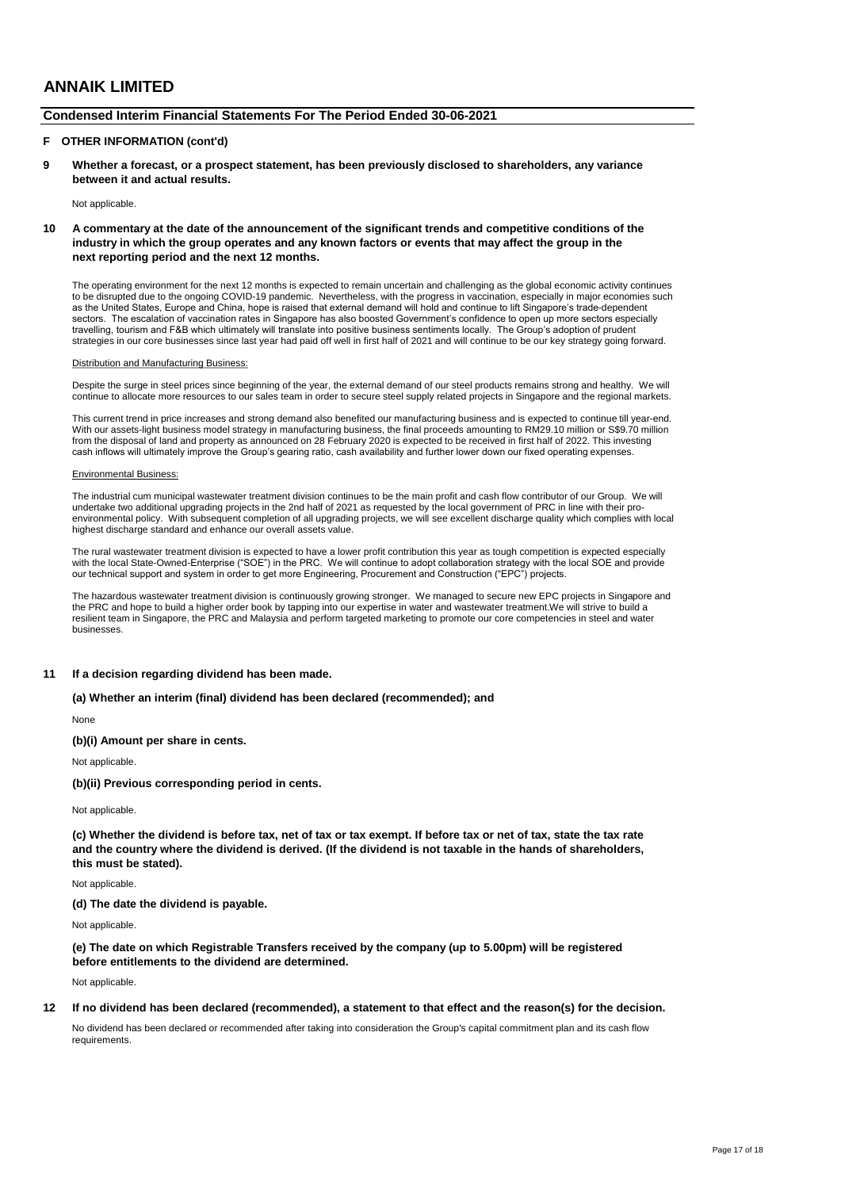## F OTHER INFORMATION (cont'd)

**9 Whether a forecast, or a prospect statement, has been previously disclosed to shareholders, any variance between it and actual results.**

Not applicable.

**10 A commentary at the date of the announcement of the significant trends and competitive conditions of the industry in which the group operates and any known factors or events that may affect the group in the next reporting period and the next 12 months.**

The operating environment for the next 12 months is expected to remain uncertain and challenging as the global economic activity continues to be disrupted due to the ongoing COVID-19 pandemic. Nevertheless, with the progress in vaccination, especially in major economies such as the United States, Europe and China, hope is raised that external demand will hold and continue to lift Singapore's trade-dependent sectors. The escalation of vaccination rates in Singapore has also boosted Government's confidence to open up more sectors especially travelling, tourism and F&B which ultimately will translate into positive business sentiments locally. The Group's adoption of prudent strategies in our core businesses since last year had paid off well in first half of 2021 and will continue to be our key strategy going forward.

Distribution and Manufacturing Business:

Despite the surge in steel prices since beginning of the year, the external demand of our steel products remains strong and healthy. We will continue to allocate more resources to our sales team in order to secure steel supply related projects in Singapore and the regional markets.

This current trend in price increases and strong demand also benefited our manufacturing business and is expected to continue till year-end. With our assets-light business model strategy in manufacturing business, the final proceeds amounting to RM29.10 million or S$9.70 million from the disposal of land and property as announced on 28 February 2020 is expected to be received in first half of 2022. This investing cash inflows will ultimately improve the Group's gearing ratio, cash availability and further lower down our fixed operating expenses.

Environmental Business:

The industrial cum municipal wastewater treatment division continues to be the main profit and cash flow contributor of our Group. We will undertake two additional upgrading projects in the 2nd half of 2021 as requested by the local government of PRC in line with their pro-environmental policy. With subsequent completion of all upgrading projects, we will see excellent discharge quality which complies with local highest discharge standard and enhance our overall assets value.

The rural wastewater treatment division is expected to have a lower profit contribution this year as tough competition is expected especially with the local State-Owned-Enterprise ("SOE") in the PRC. We will continue to adopt collaboration strategy with the local SOE and provide our technical support and system in order to get more Engineering, Procurement and Construction ("EPC") projects.

The hazardous wastewater treatment division is continuously growing stronger. We managed to secure new EPC projects in Singapore and the PRC and hope to build a higher order book by tapping into our expertise in water and wastewater treatment.We will strive to build a resilient team in Singapore, the PRC and Malaysia and perform targeted marketing to promote our core competencies in steel and water businesses.

**11 If a decision regarding dividend has been made.**

**(a) Whether an interim (final) dividend has been declared (recommended); and**

None

**(b)(i) Amount per share in cents.**

Not applicable.

**(b)(ii) Previous corresponding period in cents.**

Not applicable.

**(c) Whether the dividend is before tax, net of tax or tax exempt. If before tax or net of tax, state the tax rate and the country where the dividend is derived. (If the dividend is not taxable in the hands of shareholders, this must be stated).**

Not applicable.

**(d) The date the dividend is payable.**

Not applicable.

**(e) The date on which Registrable Transfers received by the company (up to 5.00pm) will be registered before entitlements to the dividend are determined.**

Not applicable.

**12 If no dividend has been declared (recommended), a statement to that effect and the reason(s) for the decision.**

No dividend has been declared or recommended after taking into consideration the Group's capital commitment plan and its cash flow requirements.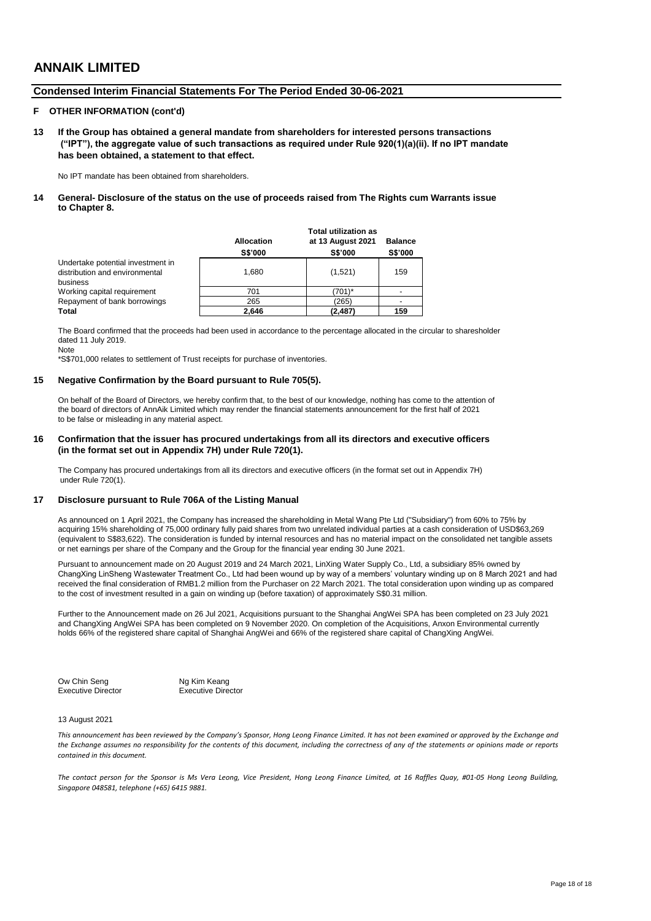# ANNAIK LIMITED

## Condensed Interim Financial Statements For The Period Ended 30-06-2021

### F OTHER INFORMATION (cont'd)

**13 If the Group has obtained a general mandate from shareholders for interested persons transactions ("IPT"), the aggregate value of such transactions as required under Rule 920(1)(a)(ii). If no IPT mandate has been obtained, a statement to that effect.**

No IPT mandate has been obtained from shareholders.

**14 General- Disclosure of the status on the use of proceeds raised from The Rights cum Warrants issue to Chapter 8.**

| | Allocation | Total utilization as at 13 August 2021 | Balance |
|---|---|---|---|
| | S$'000 | S$'000 | S$'000 |
| Undertake potential investment in distribution and environmental business | 1,680 | (1,521) | 159 |
| Working capital requirement | 701 | (701)* | - |
| Repayment of bank borrowings | 265 | (265) | - |
| **Total** | **2,646** | **(2,487)** | **159** |

The Board confirmed that the proceeds had been used in accordance to the percentage allocated in the circular to sharesholder dated 11 July 2019.

Note

*S$701,000 relates to settlement of Trust receipts for purchase of inventories.

**15 Negative Confirmation by the Board pursuant to Rule 705(5).**

On behalf of the Board of Directors, we hereby confirm that, to the best of our knowledge, nothing has come to the attention of the board of directors of AnnAik Limited which may render the financial statements announcement for the first half of 2021 to be false or misleading in any material aspect.

**16 Confirmation that the issuer has procured undertakings from all its directors and executive officers (in the format set out in Appendix 7H) under Rule 720(1).**

The Company has procured undertakings from all its directors and executive officers (in the format set out in Appendix 7H) under Rule 720(1).

**17 Disclosure pursuant to Rule 706A of the Listing Manual**

As announced on 1 April 2021, the Company has increased the shareholding in Metal Wang Pte Ltd ("Subsidiary") from 60% to 75% by acquiring 15% shareholding of 75,000 ordinary fully paid shares from two unrelated individual parties at a cash consideration of USD$63,269 (equivalent to S$83,622). The consideration is funded by internal resources and has no material impact on the consolidated net tangible assets or net earnings per share of the Company and the Group for the financial year ending 30 June 2021.

Pursuant to announcement made on 20 August 2019 and 24 March 2021, LinXing Water Supply Co., Ltd, a subsidiary 85% owned by ChangXing LinSheng Wastewater Treatment Co., Ltd had been wound up by way of a members' voluntary winding up on 8 March 2021 and had received the final consideration of RMB1.2 million from the Purchaser on 22 March 2021. The total consideration upon winding up as compared to the cost of investment resulted in a gain on winding up (before taxation) of approximately S$0.31 million.

Further to the Announcement made on 26 Jul 2021, Acquisitions pursuant to the Shanghai AngWei SPA has been completed on 23 July 2021 and ChangXing AngWei SPA has been completed on 9 November 2020. On completion of the Acquisitions, Anxon Environmental currently holds 66% of the registered share capital of Shanghai AngWei and 66% of the registered share capital of ChangXing AngWei.

| | |
|---|---|
| Ow Chin Seng | Ng Kim Keang |
| Executive Director | Executive Director |

13 August 2021

*This announcement has been reviewed by the Company's Sponsor, Hong Leong Finance Limited. It has not been examined or approved by the Exchange and the Exchange assumes no responsibility for the contents of this document, including the correctness of any of the statements or opinions made or reports contained in this document.*

*The contact person for the Sponsor is Ms Vera Leong, Vice President, Hong Leong Finance Limited, at 16 Raffles Quay, #01-05 Hong Leong Building, Singapore 048581, telephone (+65) 6415 9881.*